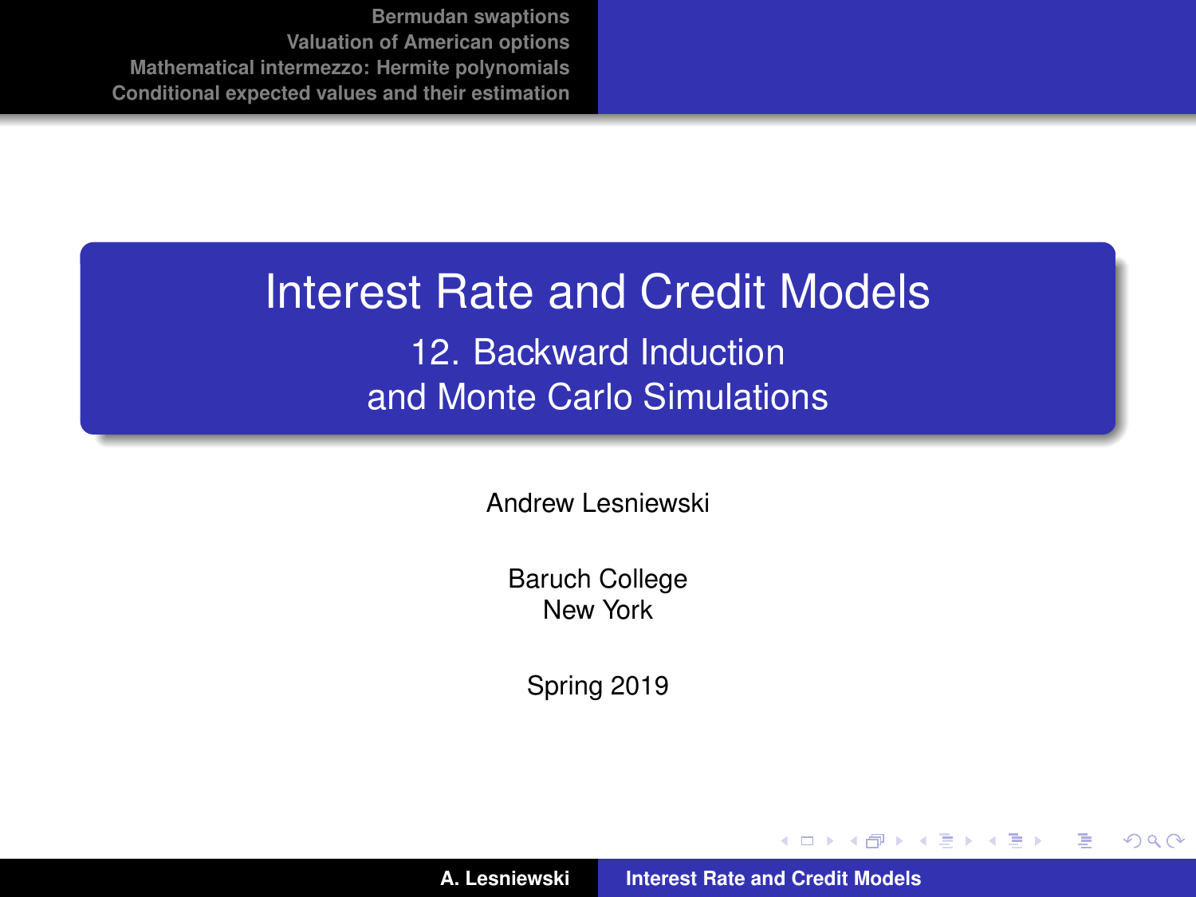# Interest Rate and Credit Models

## 12. Backward Induction and Monte Carlo Simulations

Andrew Lesniewski

Baruch College
New York

Spring 2019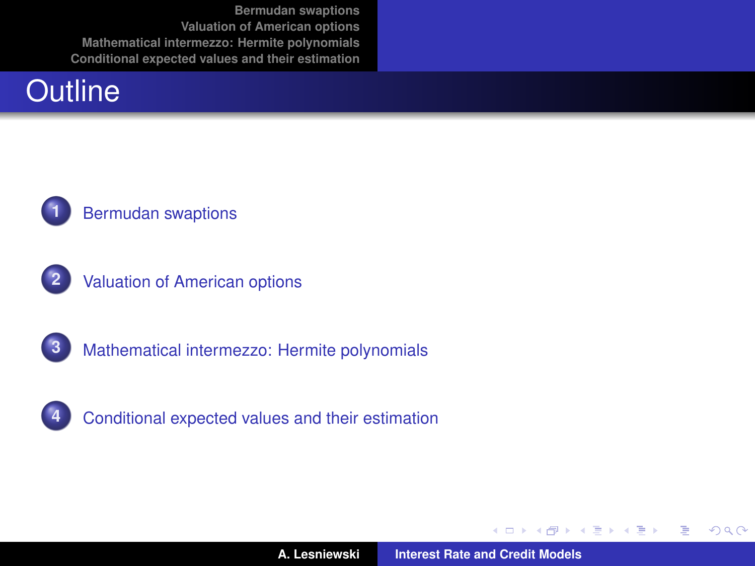# Outline

1. Bermudan swaptions
2. Valuation of American options
3. Mathematical intermezzo: Hermite polynomials
4. Conditional expected values and their estimation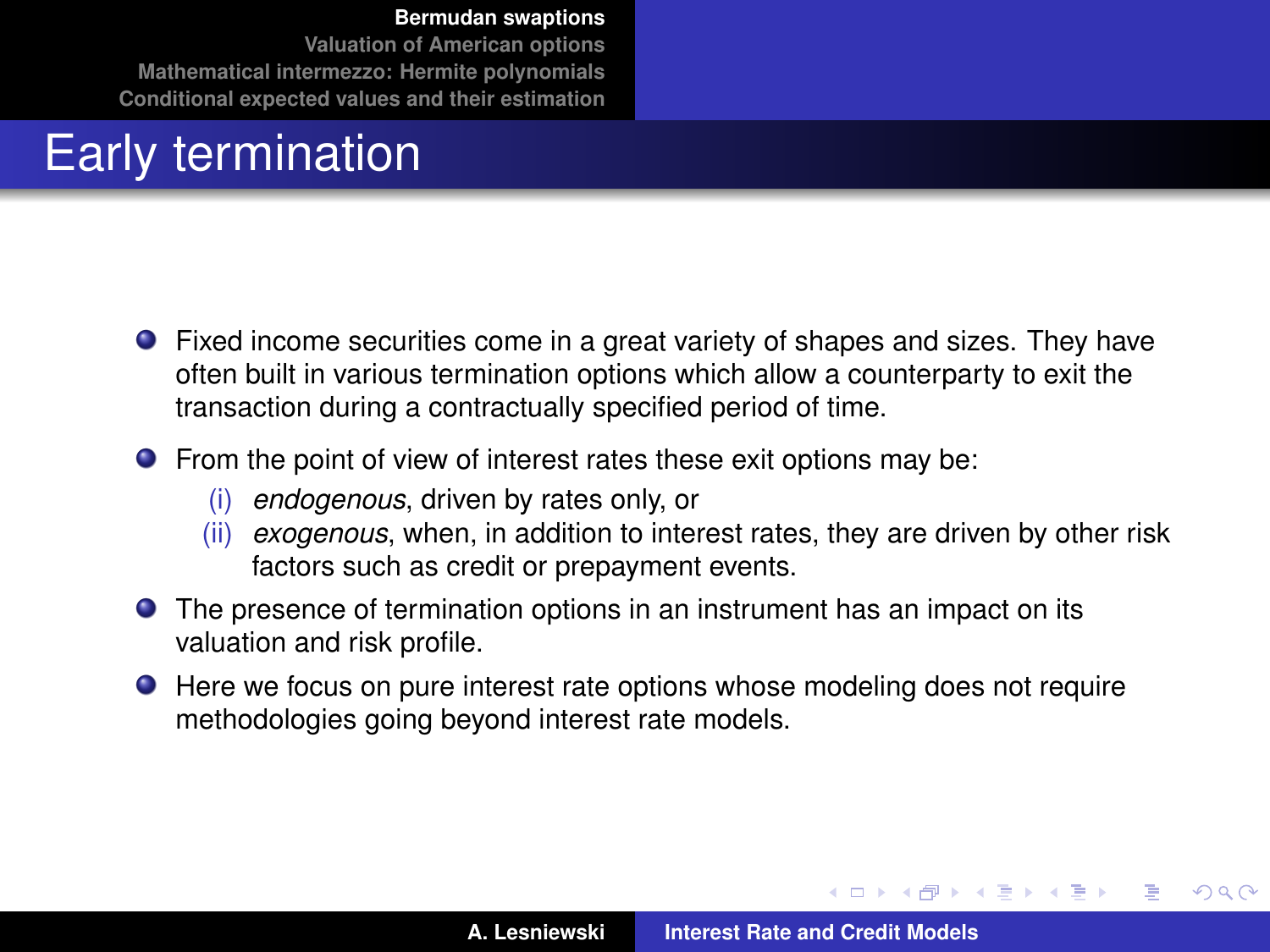# Early termination

- Fixed income securities come in a great variety of shapes and sizes. They have often built in various termination options which allow a counterparty to exit the transaction during a contractually specified period of time.
- From the point of view of interest rates these exit options may be:
  - (i) *endogenous*, driven by rates only, or
  - (ii) *exogenous*, when, in addition to interest rates, they are driven by other risk factors such as credit or prepayment events.
- The presence of termination options in an instrument has an impact on its valuation and risk profile.
- Here we focus on pure interest rate options whose modeling does not require methodologies going beyond interest rate models.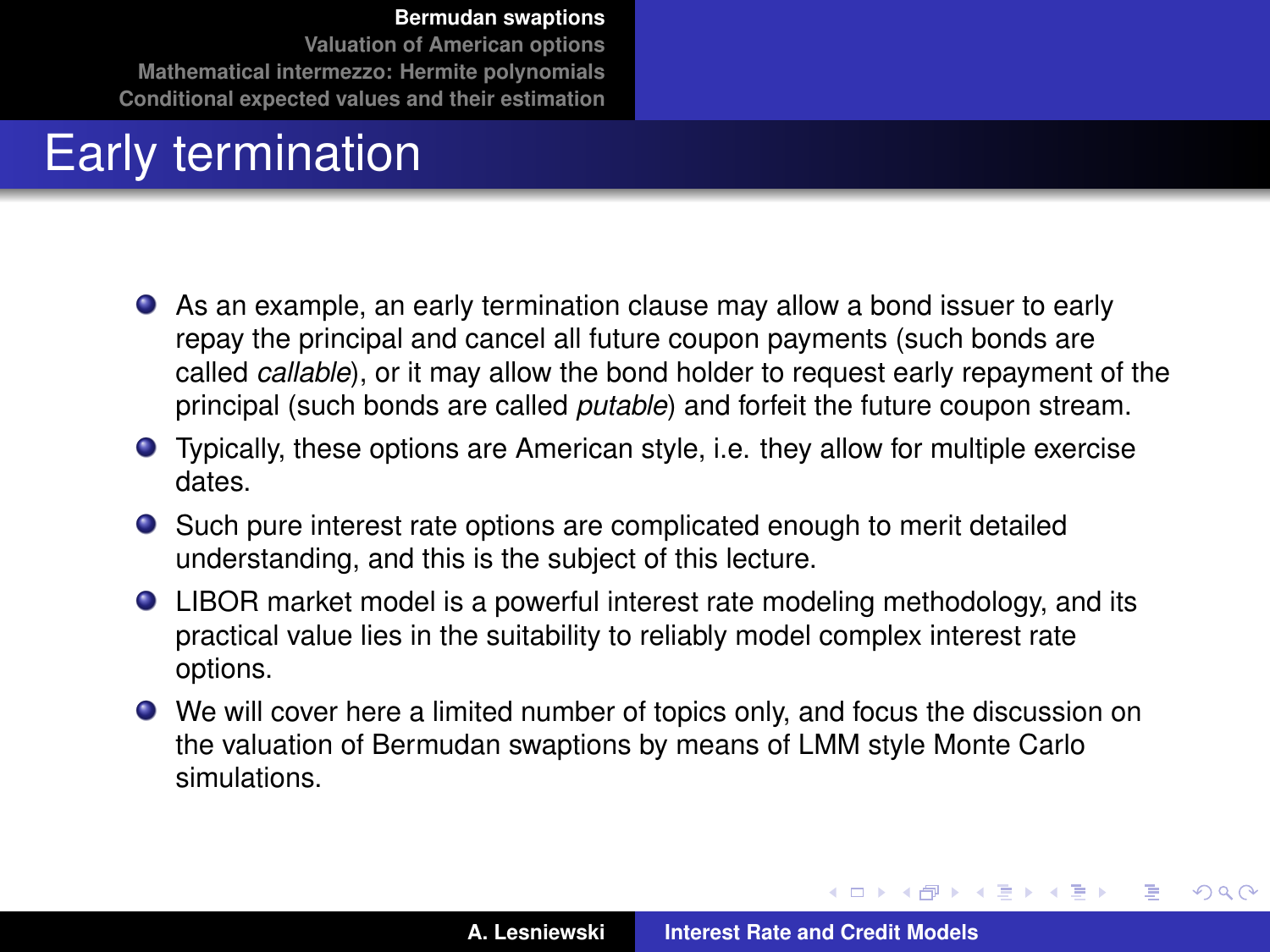# Early termination

- As an example, an early termination clause may allow a bond issuer to early repay the principal and cancel all future coupon payments (such bonds are called *callable*), or it may allow the bond holder to request early repayment of the principal (such bonds are called *putable*) and forfeit the future coupon stream.
- Typically, these options are American style, i.e. they allow for multiple exercise dates.
- Such pure interest rate options are complicated enough to merit detailed understanding, and this is the subject of this lecture.
- LIBOR market model is a powerful interest rate modeling methodology, and its practical value lies in the suitability to reliably model complex interest rate options.
- We will cover here a limited number of topics only, and focus the discussion on the valuation of Bermudan swaptions by means of LMM style Monte Carlo simulations.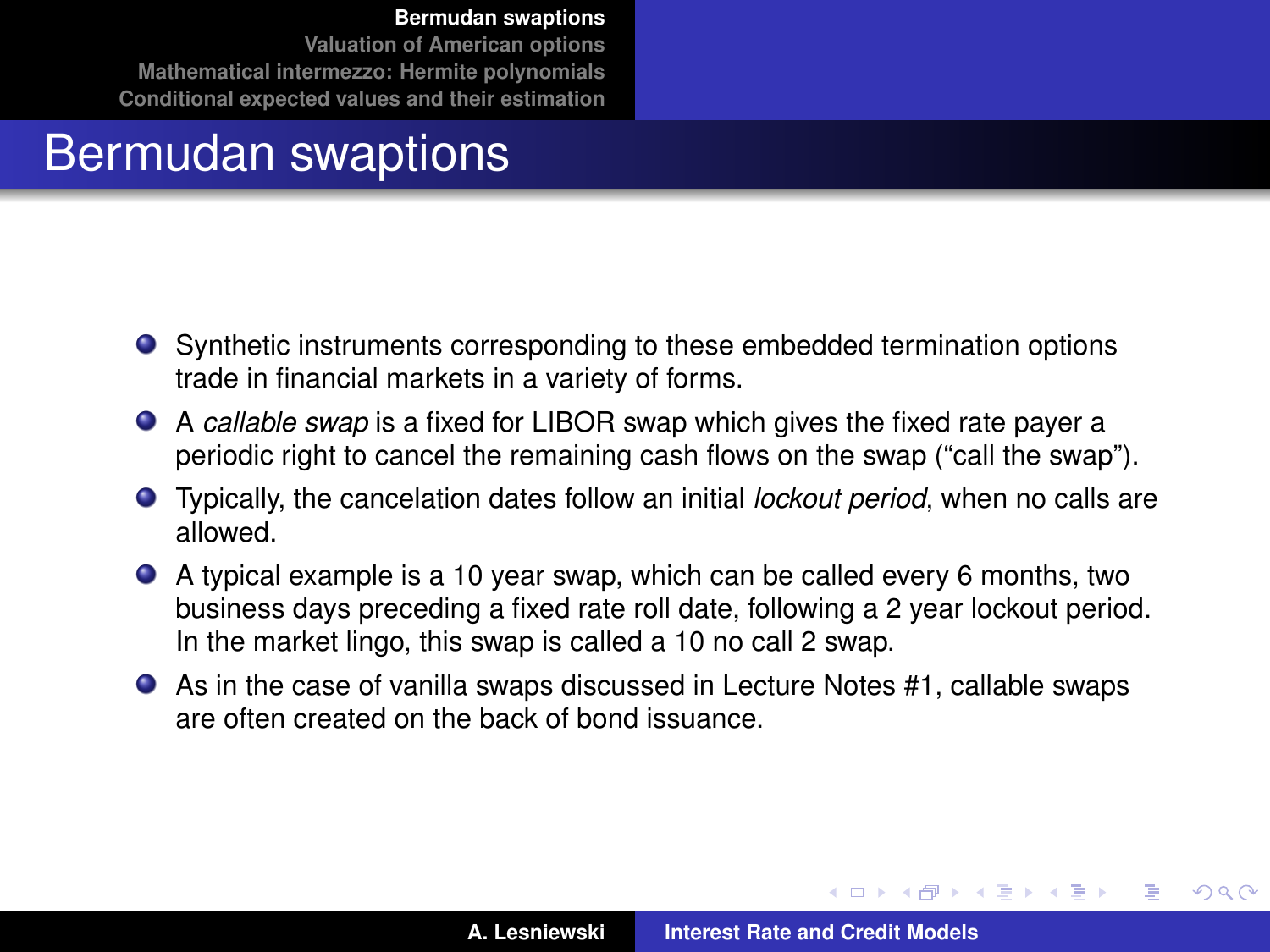# Bermudan swaptions

- Synthetic instruments corresponding to these embedded termination options trade in financial markets in a variety of forms.
- A *callable swap* is a fixed for LIBOR swap which gives the fixed rate payer a periodic right to cancel the remaining cash flows on the swap ("call the swap").
- Typically, the cancelation dates follow an initial *lockout period*, when no calls are allowed.
- A typical example is a 10 year swap, which can be called every 6 months, two business days preceding a fixed rate roll date, following a 2 year lockout period. In the market lingo, this swap is called a 10 no call 2 swap.
- As in the case of vanilla swaps discussed in Lecture Notes #1, callable swaps are often created on the back of bond issuance.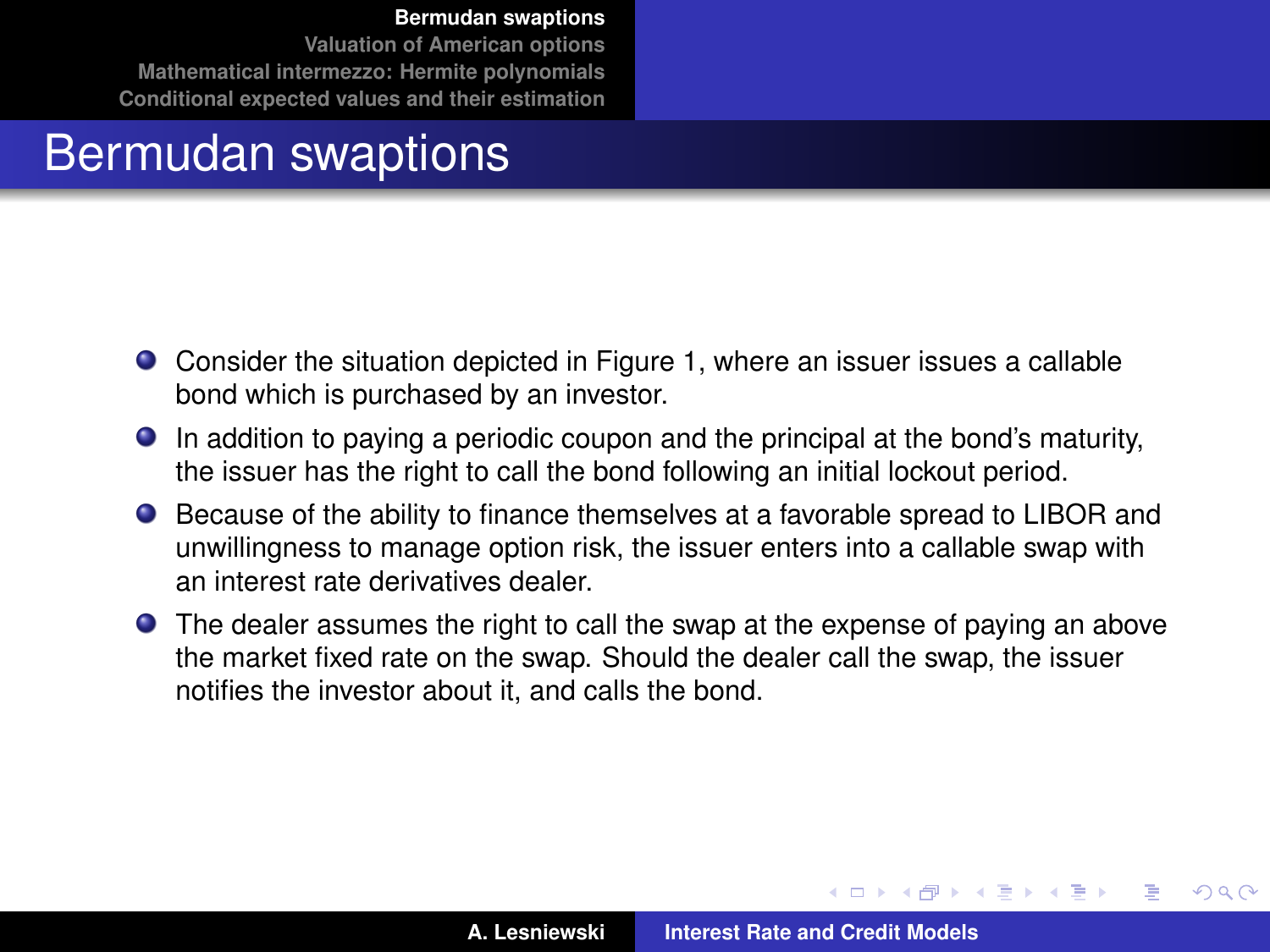# Bermudan swaptions

- Consider the situation depicted in Figure 1, where an issuer issues a callable bond which is purchased by an investor.
- In addition to paying a periodic coupon and the principal at the bond's maturity, the issuer has the right to call the bond following an initial lockout period.
- Because of the ability to finance themselves at a favorable spread to LIBOR and unwillingness to manage option risk, the issuer enters into a callable swap with an interest rate derivatives dealer.
- The dealer assumes the right to call the swap at the expense of paying an above the market fixed rate on the swap. Should the dealer call the swap, the issuer notifies the investor about it, and calls the bond.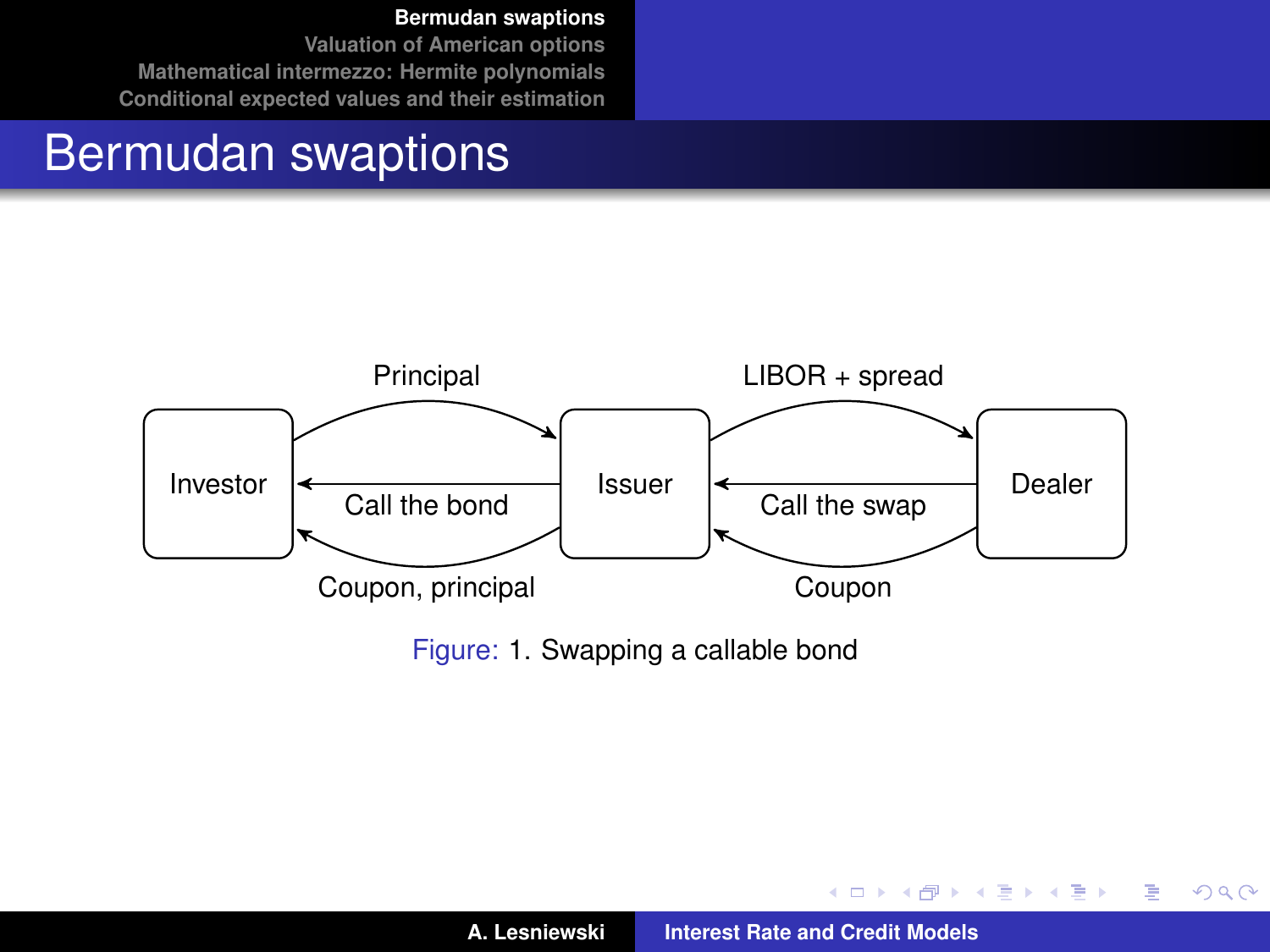# Bermudan swaptions

Principal

LIBOR + spread

Investor

Issuer

Dealer

Call the bond

Call the swap

Coupon, principal

Coupon

Figure: 1. Swapping a callable bond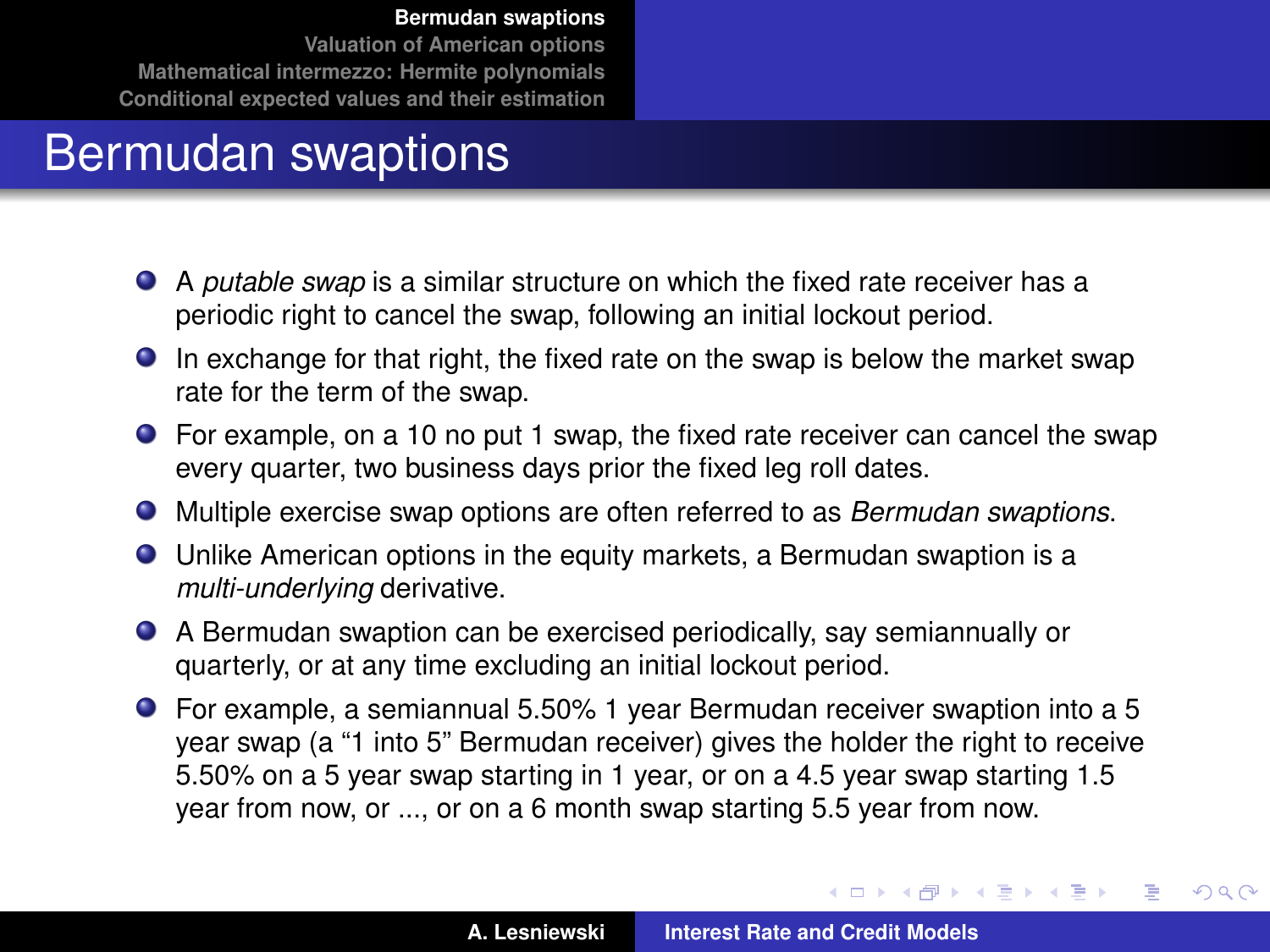# Bermudan swaptions

- A *putable swap* is a similar structure on which the fixed rate receiver has a periodic right to cancel the swap, following an initial lockout period.
- In exchange for that right, the fixed rate on the swap is below the market swap rate for the term of the swap.
- For example, on a 10 no put 1 swap, the fixed rate receiver can cancel the swap every quarter, two business days prior the fixed leg roll dates.
- Multiple exercise swap options are often referred to as *Bermudan swaptions*.
- Unlike American options in the equity markets, a Bermudan swaption is a *multi-underlying* derivative.
- A Bermudan swaption can be exercised periodically, say semiannually or quarterly, or at any time excluding an initial lockout period.
- For example, a semiannual 5.50% 1 year Bermudan receiver swaption into a 5 year swap (a “1 into 5” Bermudan receiver) gives the holder the right to receive 5.50% on a 5 year swap starting in 1 year, or on a 4.5 year swap starting 1.5 year from now, or ..., or on a 6 month swap starting 5.5 year from now.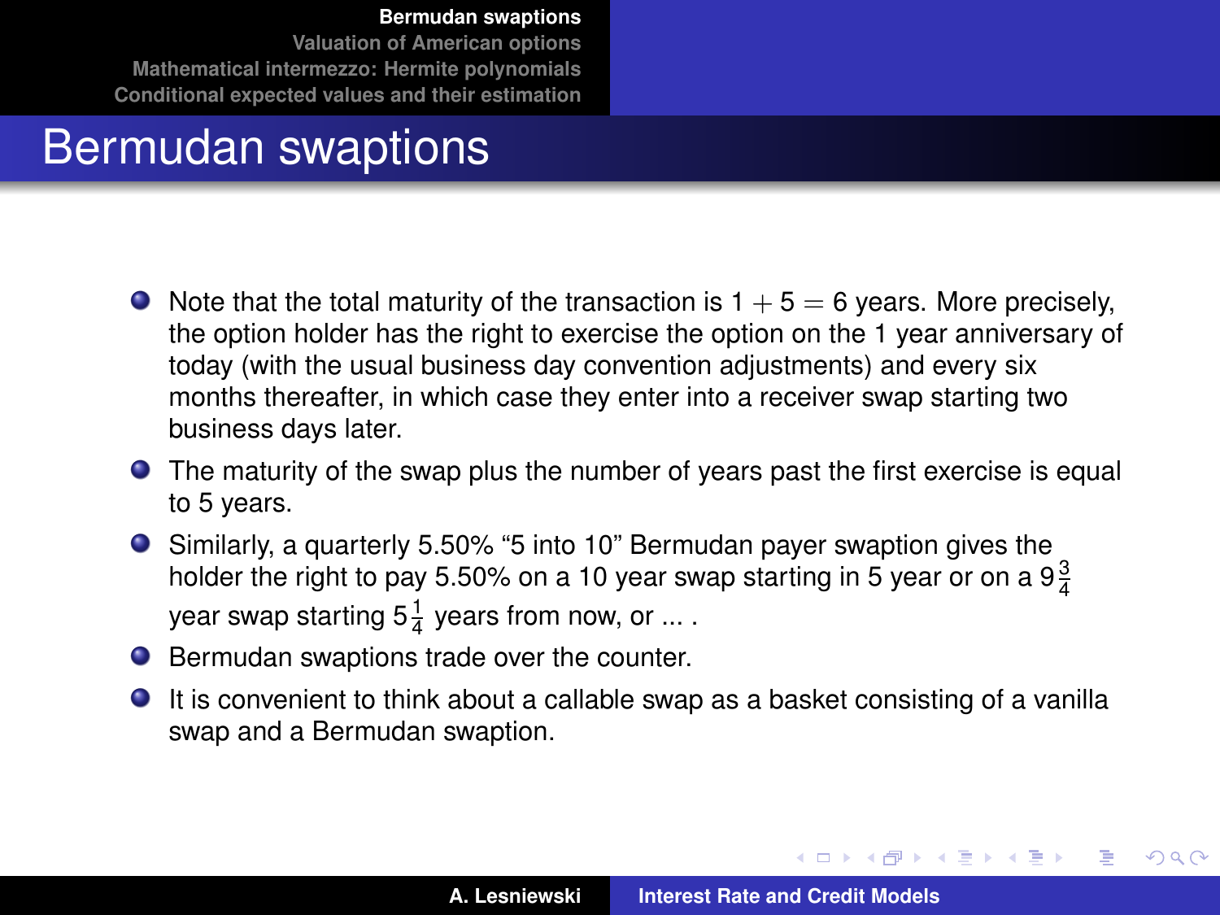# Bermudan swaptions

- Note that the total maturity of the transaction is $1 + 5 = 6$ years. More precisely, the option holder has the right to exercise the option on the 1 year anniversary of today (with the usual business day convention adjustments) and every six months thereafter, in which case they enter into a receiver swap starting two business days later.
- The maturity of the swap plus the number of years past the first exercise is equal to 5 years.
- Similarly, a quarterly 5.50% "5 into 10" Bermudan payer swaption gives the holder the right to pay 5.50% on a 10 year swap starting in 5 year or on a $9\frac{3}{4}$ year swap starting $5\frac{1}{4}$ years from now, or ... .
- Bermudan swaptions trade over the counter.
- It is convenient to think about a callable swap as a basket consisting of a vanilla swap and a Bermudan swaption.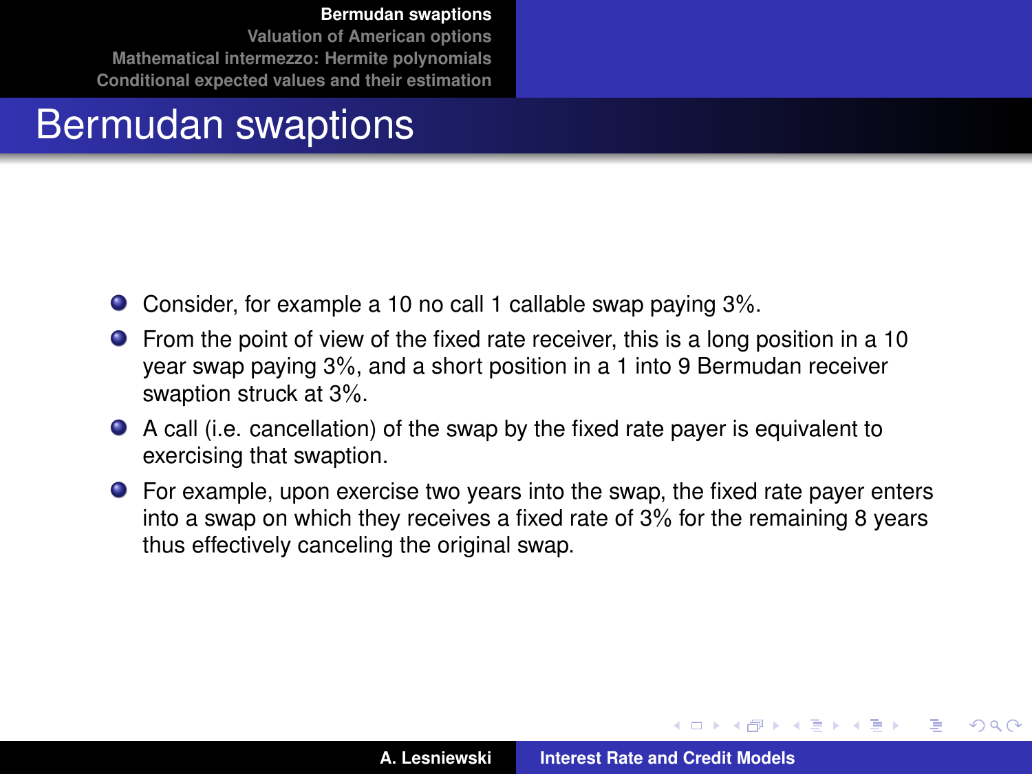# Bermudan swaptions

- Consider, for example a 10 no call 1 callable swap paying 3%.
- From the point of view of the fixed rate receiver, this is a long position in a 10 year swap paying 3%, and a short position in a 1 into 9 Bermudan receiver swaption struck at 3%.
- A call (i.e. cancellation) of the swap by the fixed rate payer is equivalent to exercising that swaption.
- For example, upon exercise two years into the swap, the fixed rate payer enters into a swap on which they receives a fixed rate of 3% for the remaining 8 years thus effectively canceling the original swap.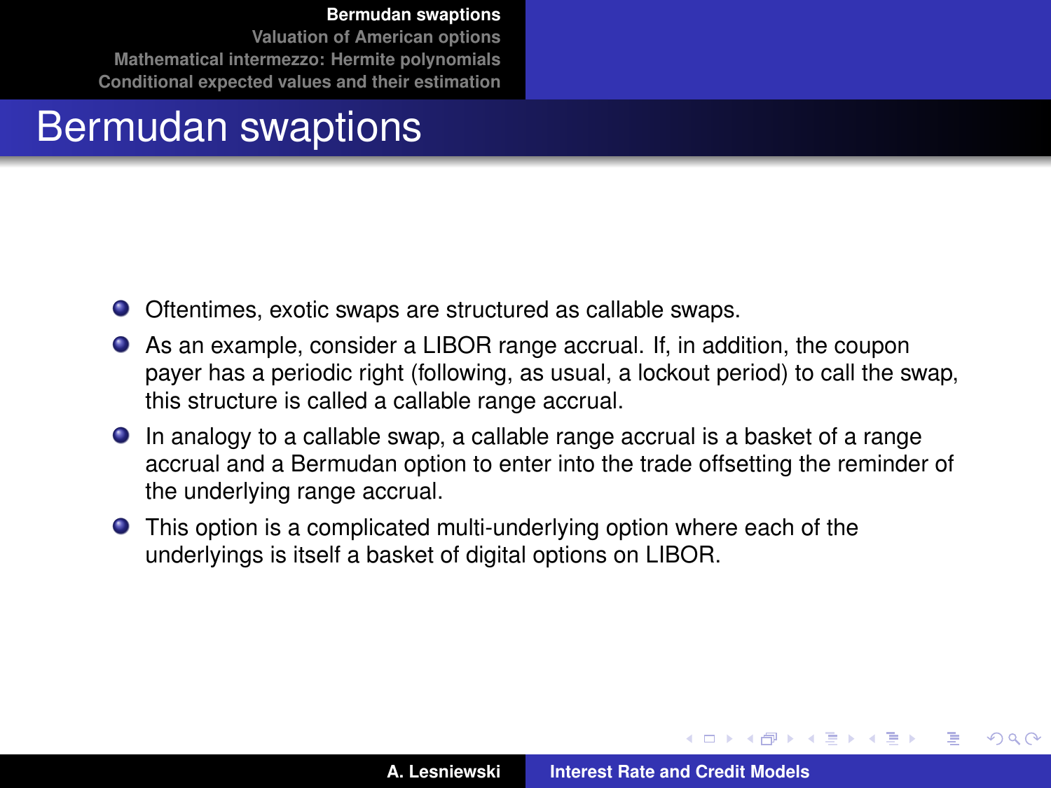# Bermudan swaptions

- Oftentimes, exotic swaps are structured as callable swaps.
- As an example, consider a LIBOR range accrual. If, in addition, the coupon payer has a periodic right (following, as usual, a lockout period) to call the swap, this structure is called a callable range accrual.
- In analogy to a callable swap, a callable range accrual is a basket of a range accrual and a Bermudan option to enter into the trade offsetting the reminder of the underlying range accrual.
- This option is a complicated multi-underlying option where each of the underlyings is itself a basket of digital options on LIBOR.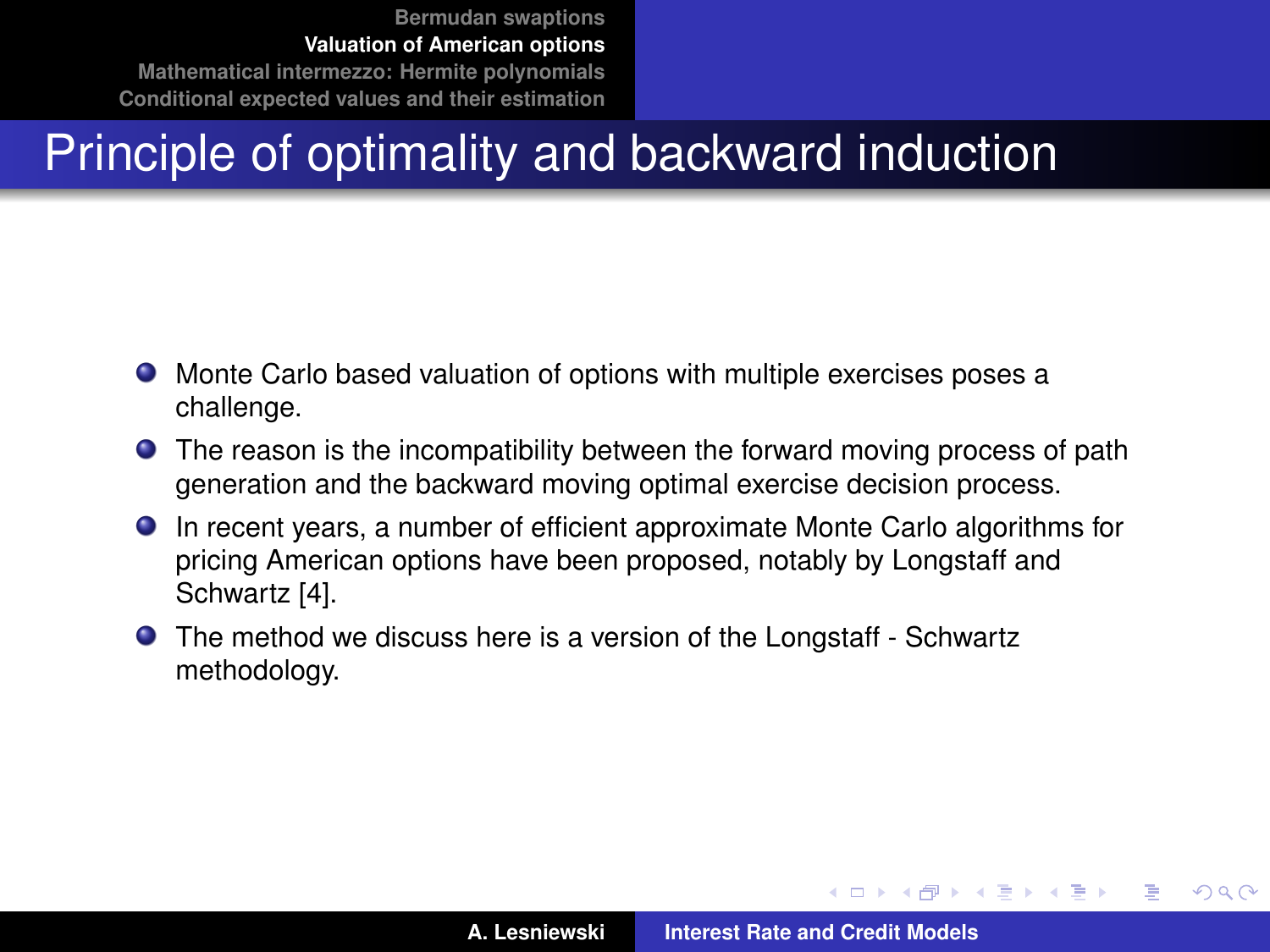# Principle of optimality and backward induction

- Monte Carlo based valuation of options with multiple exercises poses a challenge.
- The reason is the incompatibility between the forward moving process of path generation and the backward moving optimal exercise decision process.
- In recent years, a number of efficient approximate Monte Carlo algorithms for pricing American options have been proposed, notably by Longstaff and Schwartz [4].
- The method we discuss here is a version of the Longstaff - Schwartz methodology.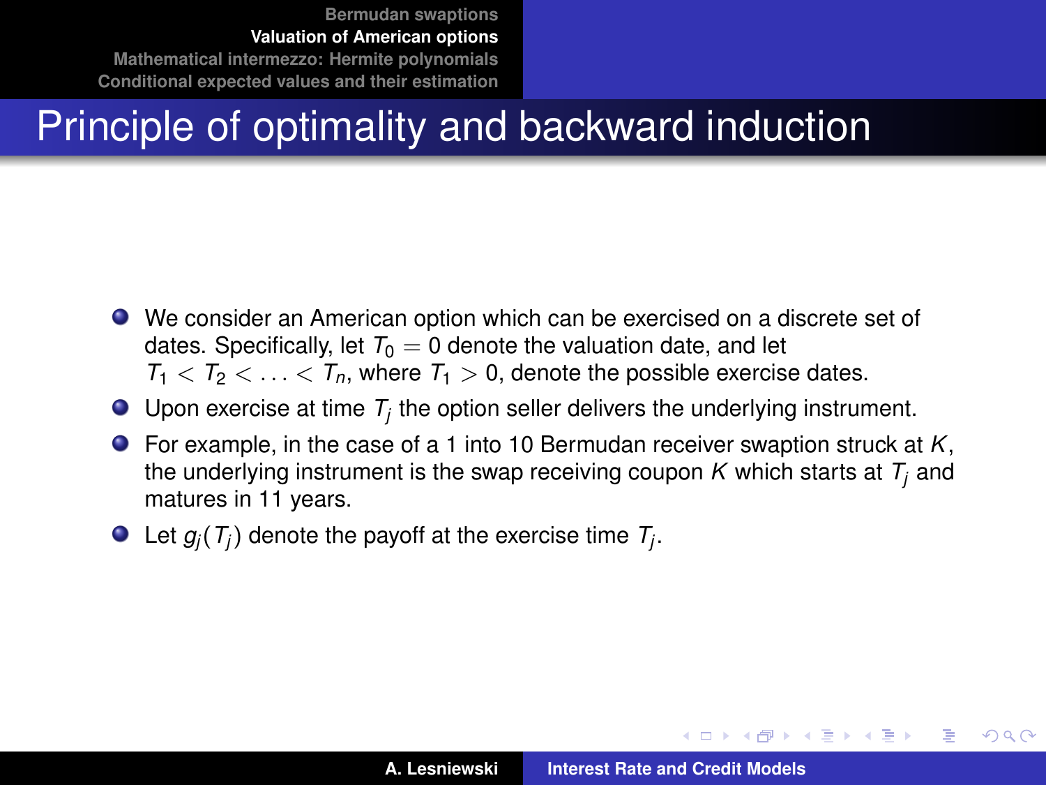# Principle of optimality and backward induction

- We consider an American option which can be exercised on a discrete set of dates. Specifically, let $T_0 = 0$ denote the valuation date, and let $T_1 < T_2 < \ldots < T_n$, where $T_1 > 0$, denote the possible exercise dates.
- Upon exercise at time $T_j$ the option seller delivers the underlying instrument.
- For example, in the case of a 1 into 10 Bermudan receiver swaption struck at $K$, the underlying instrument is the swap receiving coupon $K$ which starts at $T_j$ and matures in 11 years.
- Let $g_j(T_j)$ denote the payoff at the exercise time $T_j$.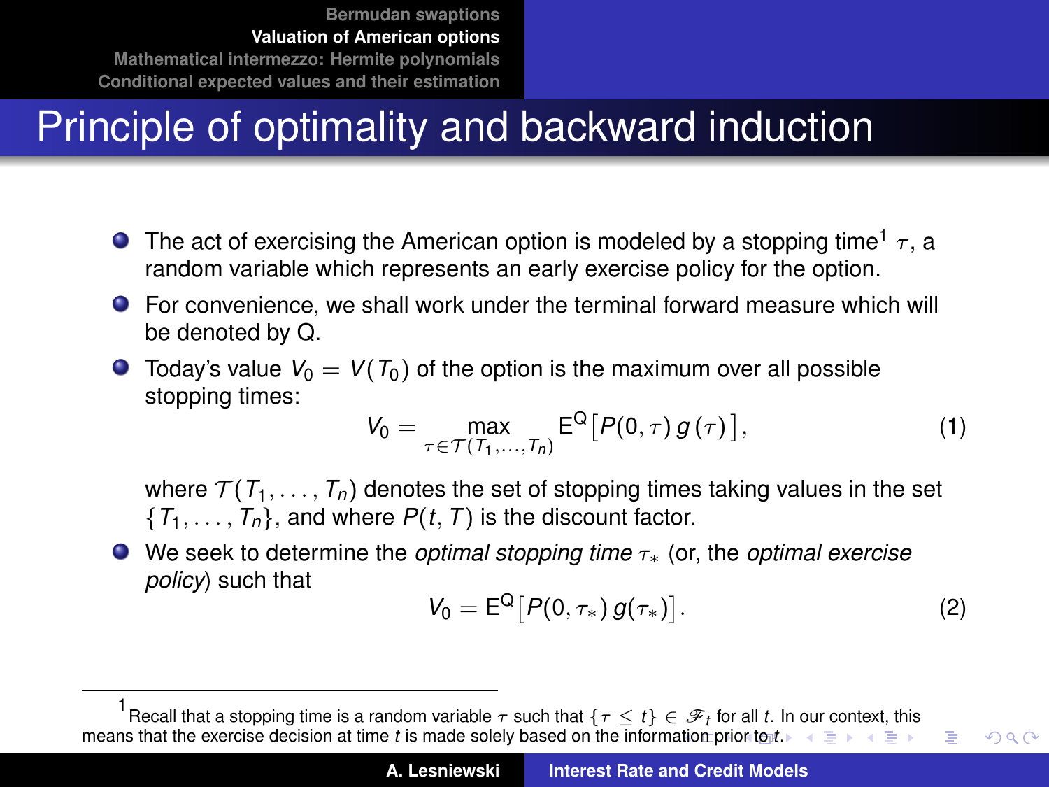## Principle of optimality and backward induction

- The act of exercising the American option is modeled by a stopping time[1] $\tau$, a random variable which represents an early exercise policy for the option.
- For convenience, we shall work under the terminal forward measure which will be denoted by Q.
- Today's value $V_0 = V(T_0)$ of the option is the maximum over all possible stopping times:

$$V_0 = \max_{\tau \in \mathcal{T}(T_1,\ldots,T_n)} \mathrm{E}^{\mathrm{Q}}\big[P(0,\tau)\, g(\tau)\big], \tag{1}$$

  where $\mathcal{T}(T_1,\ldots,T_n)$ denotes the set of stopping times taking values in the set $\{T_1,\ldots,T_n\}$, and where $P(t,T)$ is the discount factor.
- We seek to determine the *optimal stopping time* $\tau_*$ (or, the *optimal exercise policy*) such that

$$V_0 = \mathrm{E}^{\mathrm{Q}}\big[P(0,\tau_*)\, g(\tau_*)\big]. \tag{2}$$

[1] Recall that a stopping time is a random variable $\tau$ such that $\{\tau \leq t\} \in \mathscr{F}_t$ for all $t$. In our context, this means that the exercise decision at time $t$ is made solely based on the information prior to $t$.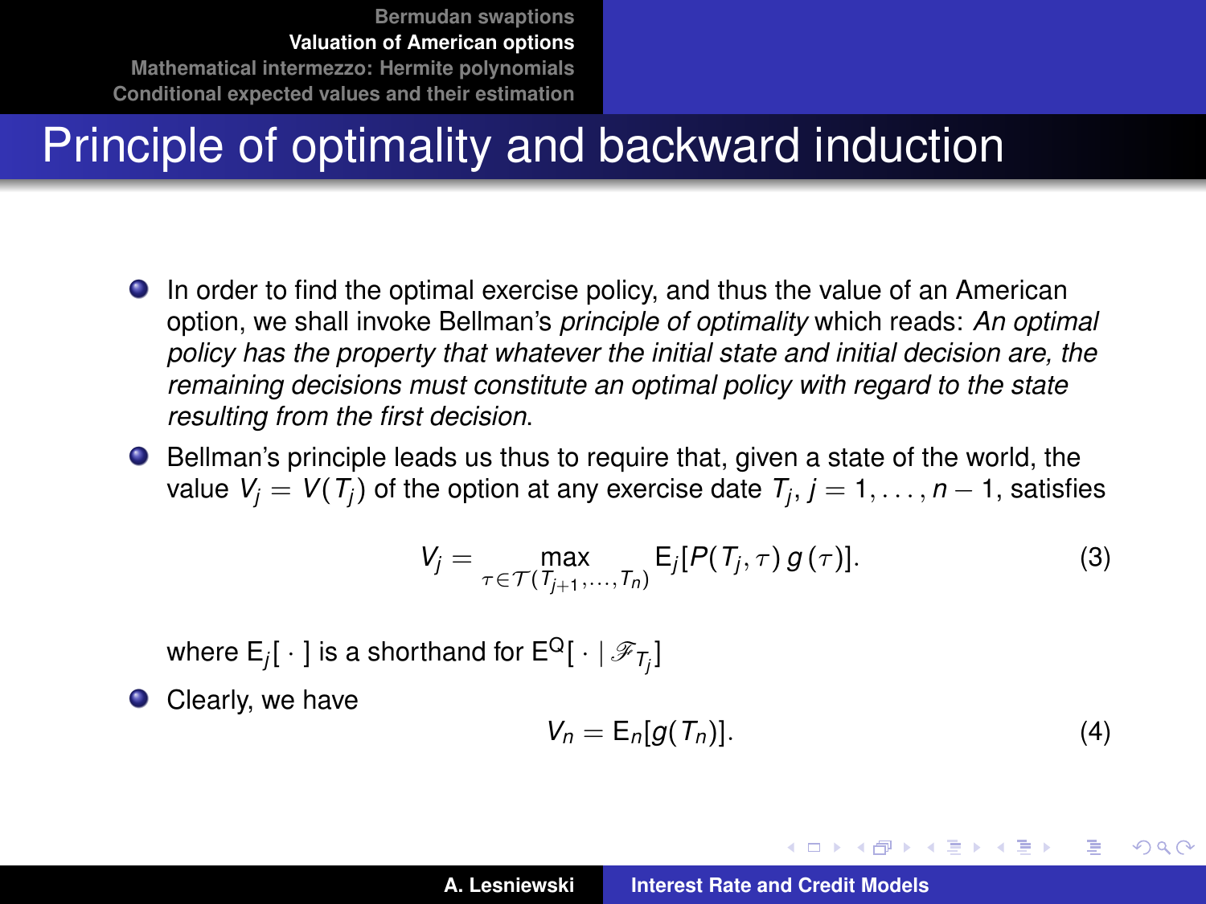# Principle of optimality and backward induction

- In order to find the optimal exercise policy, and thus the value of an American option, we shall invoke Bellman's *principle of optimality* which reads: *An optimal policy has the property that whatever the initial state and initial decision are, the remaining decisions must constitute an optimal policy with regard to the state resulting from the first decision*.
- Bellman's principle leads us thus to require that, given a state of the world, the value $V_j = V(T_j)$ of the option at any exercise date $T_j$, $j = 1, \ldots, n-1$, satisfies

$$V_j = \max_{\tau \in \mathcal{T}(T_{j+1}, \ldots, T_n)} \mathrm{E}_j[P(T_j, \tau)\, g(\tau)]. \tag{3}$$

  where $\mathrm{E}_j[\,\cdot\,]$ is a shorthand for $\mathrm{E}^{\mathrm{Q}}[\,\cdot \mid \mathscr{F}_{T_j}]$

- Clearly, we have

$$V_n = \mathrm{E}_n[g(T_n)]. \tag{4}$$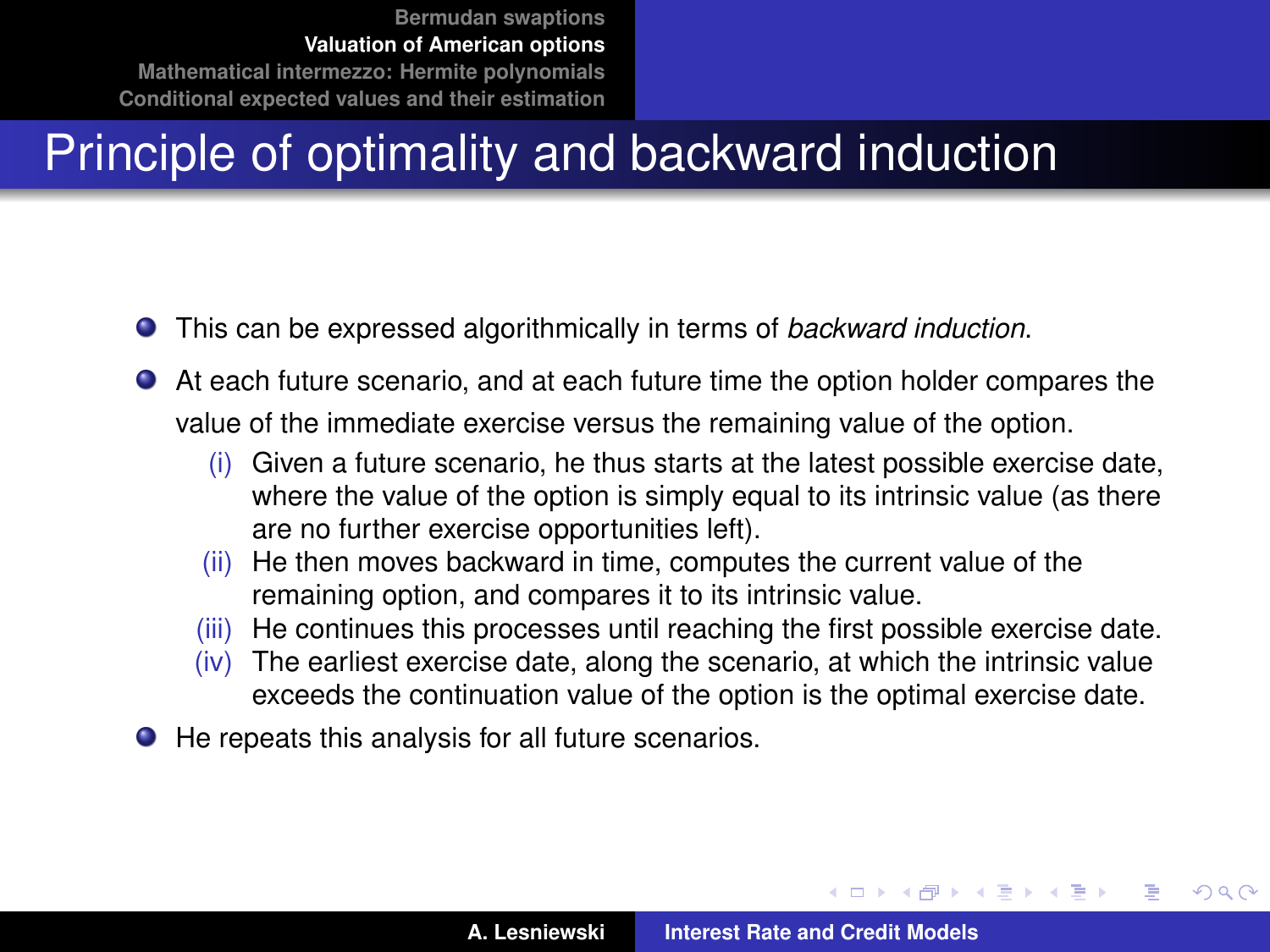# Principle of optimality and backward induction

- This can be expressed algorithmically in terms of *backward induction*.
- At each future scenario, and at each future time the option holder compares the value of the immediate exercise versus the remaining value of the option.
  - (i) Given a future scenario, he thus starts at the latest possible exercise date, where the value of the option is simply equal to its intrinsic value (as there are no further exercise opportunities left).
  - (ii) He then moves backward in time, computes the current value of the remaining option, and compares it to its intrinsic value.
  - (iii) He continues this processes until reaching the first possible exercise date.
  - (iv) The earliest exercise date, along the scenario, at which the intrinsic value exceeds the continuation value of the option is the optimal exercise date.
- He repeats this analysis for all future scenarios.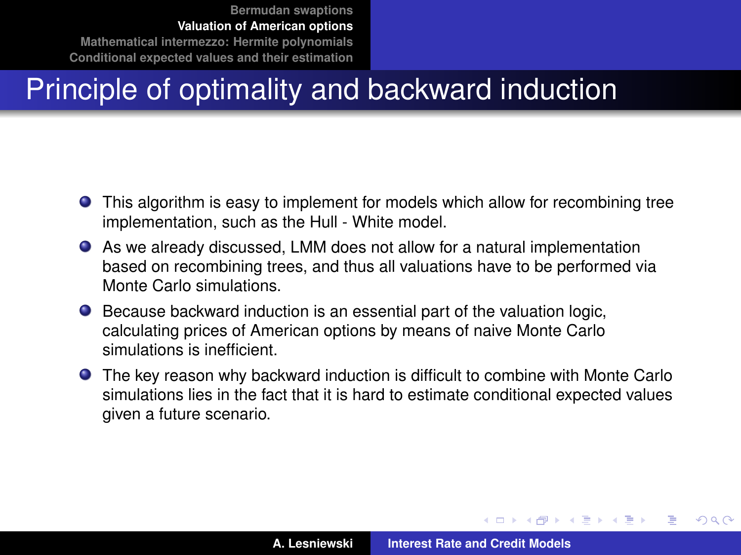# Principle of optimality and backward induction

- This algorithm is easy to implement for models which allow for recombining tree implementation, such as the Hull - White model.
- As we already discussed, LMM does not allow for a natural implementation based on recombining trees, and thus all valuations have to be performed via Monte Carlo simulations.
- Because backward induction is an essential part of the valuation logic, calculating prices of American options by means of naive Monte Carlo simulations is inefficient.
- The key reason why backward induction is difficult to combine with Monte Carlo simulations lies in the fact that it is hard to estimate conditional expected values given a future scenario.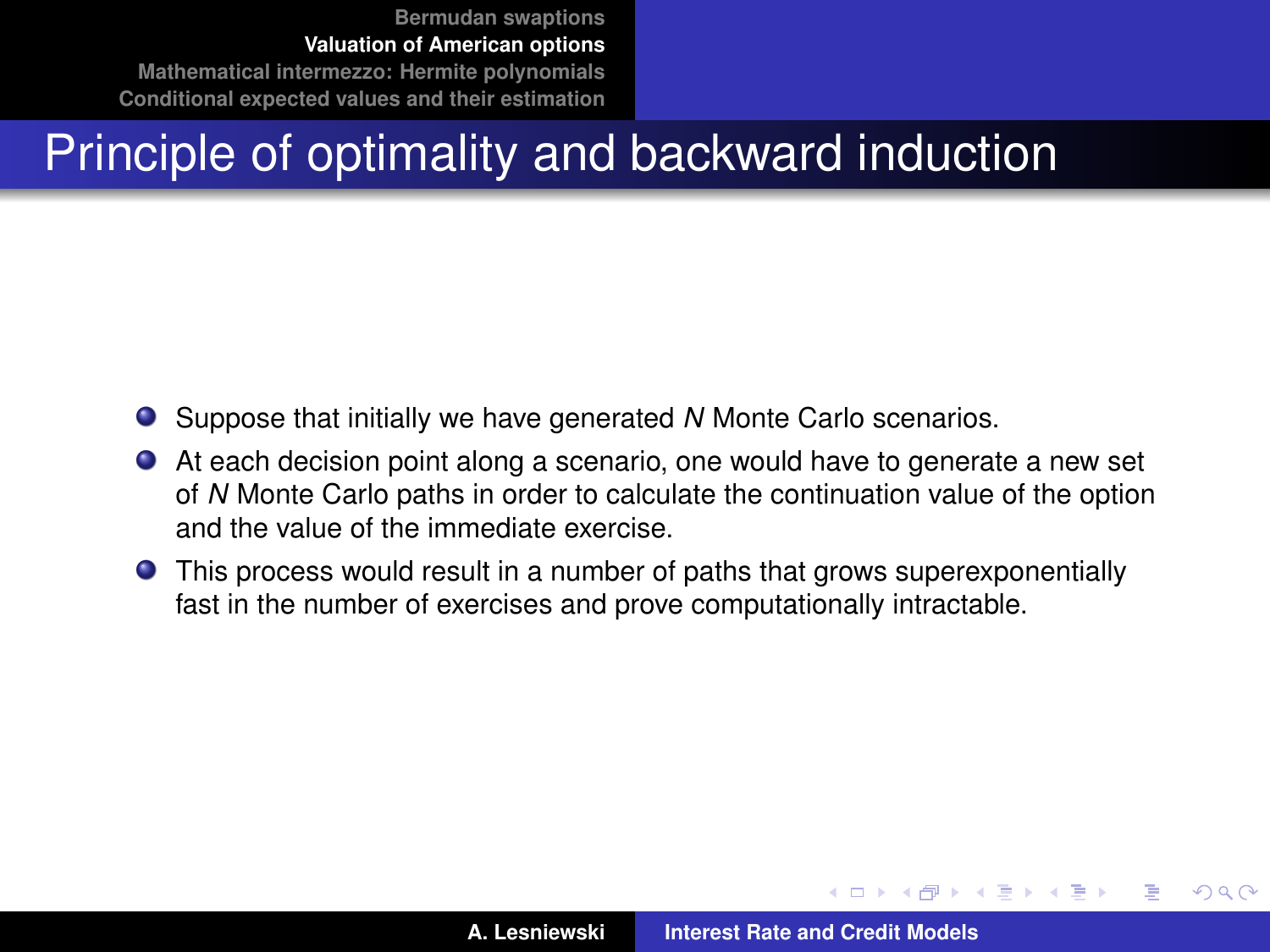# Principle of optimality and backward induction

- Suppose that initially we have generated $N$ Monte Carlo scenarios.
- At each decision point along a scenario, one would have to generate a new set of $N$ Monte Carlo paths in order to calculate the continuation value of the option and the value of the immediate exercise.
- This process would result in a number of paths that grows superexponentially fast in the number of exercises and prove computationally intractable.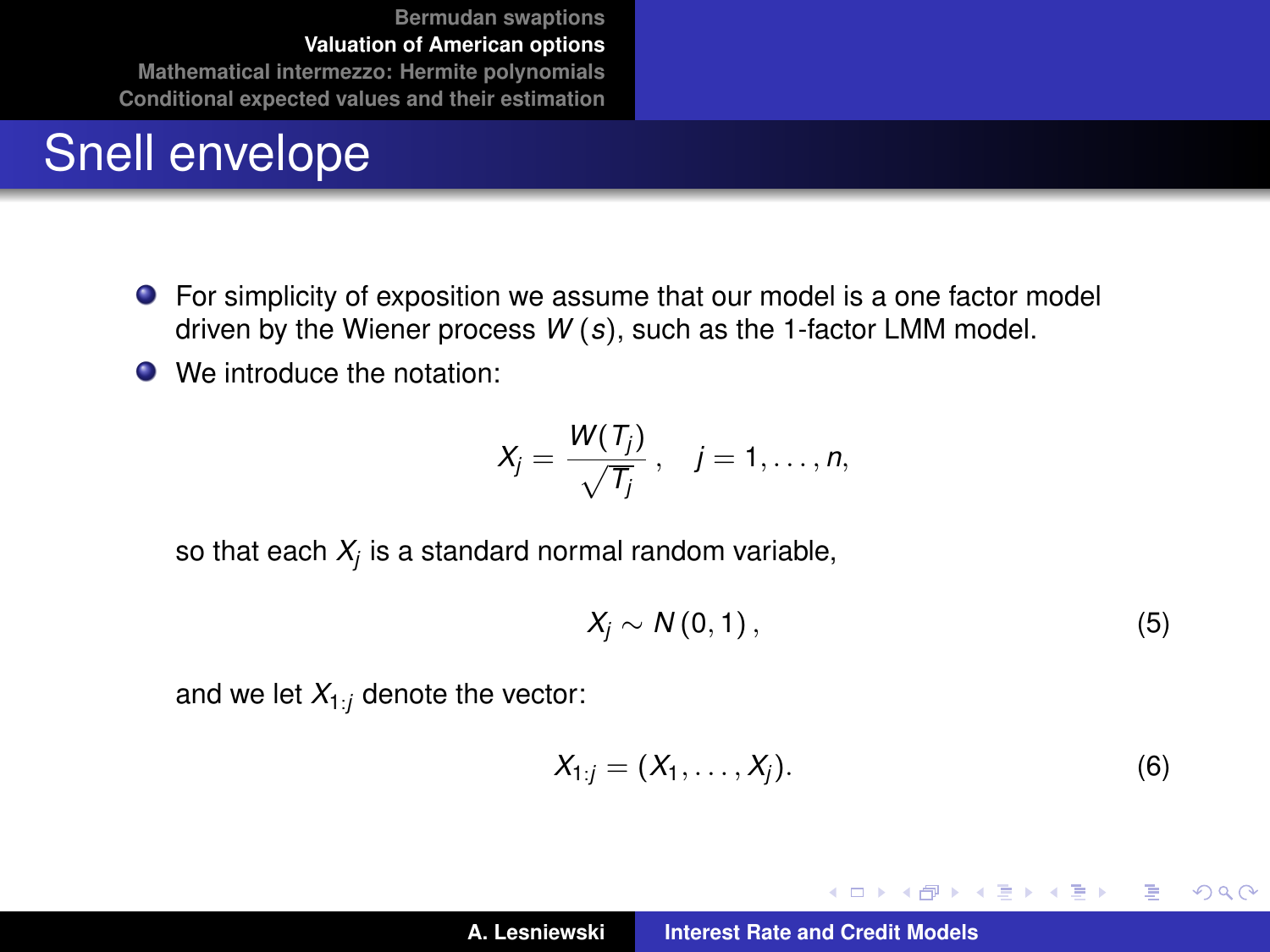# Snell envelope

- For simplicity of exposition we assume that our model is a one factor model driven by the Wiener process $W(s)$, such as the 1-factor LMM model.
- We introduce the notation:

$$X_j = \frac{W(T_j)}{\sqrt{T_j}}, \quad j = 1, \ldots, n,$$

so that each $X_j$ is a standard normal random variable,

$$X_j \sim N(0, 1), \tag{5}$$

and we let $X_{1:j}$ denote the vector:

$$X_{1:j} = (X_1, \ldots, X_j). \tag{6}$$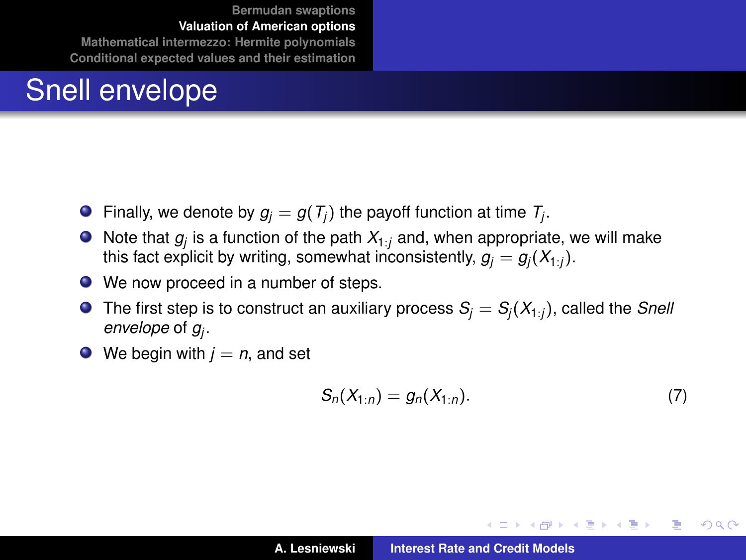# Snell envelope

- Finally, we denote by $g_j = g(T_j)$ the payoff function at time $T_j$.
- Note that $g_j$ is a function of the path $X_{1:j}$ and, when appropriate, we will make this fact explicit by writing, somewhat inconsistently, $g_j = g_j(X_{1:j})$.
- We now proceed in a number of steps.
- The first step is to construct an auxiliary process $S_j = S_j(X_{1:j})$, called the *Snell envelope* of $g_j$.
- We begin with $j = n$, and set

$$S_n(X_{1:n}) = g_n(X_{1:n}). \tag{7}$$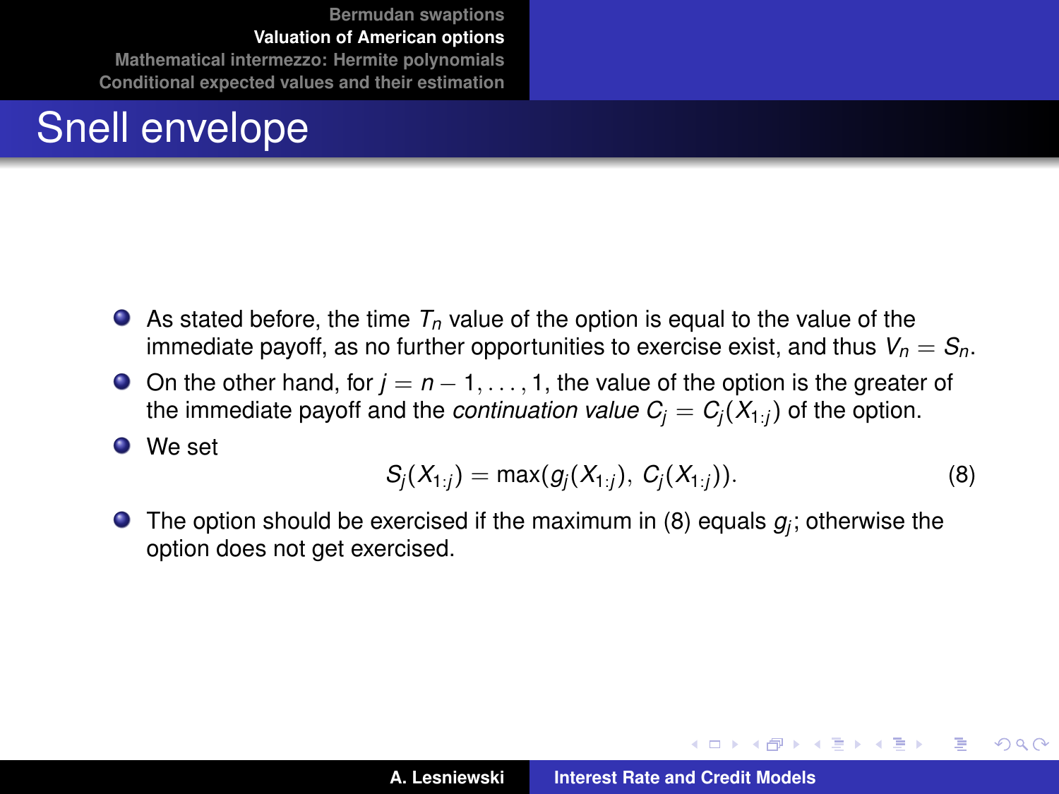# Snell envelope

- As stated before, the time $T_n$ value of the option is equal to the value of the immediate payoff, as no further opportunities to exercise exist, and thus $V_n = S_n$.
- On the other hand, for $j = n - 1, \ldots, 1$, the value of the option is the greater of the immediate payoff and the *continuation value* $C_j = C_j(X_{1:j})$ of the option.
- We set

$$S_j(X_{1:j}) = \max(g_j(X_{1:j}),\ C_j(X_{1:j})). \tag{8}$$

- The option should be exercised if the maximum in (8) equals $g_j$; otherwise the option does not get exercised.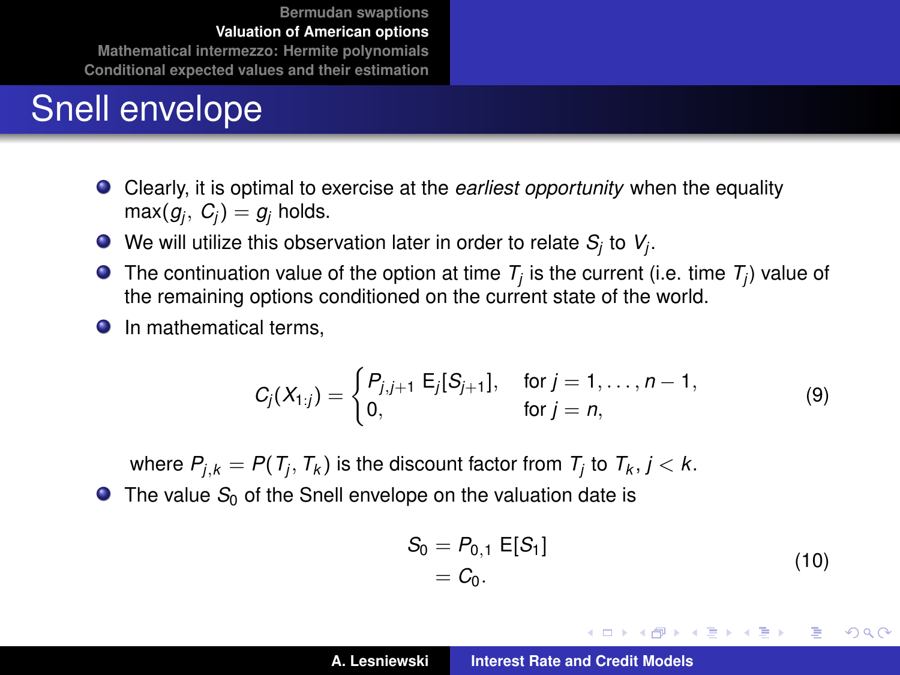# Snell envelope

- Clearly, it is optimal to exercise at the *earliest opportunity* when the equality $\max(g_j, C_j) = g_j$ holds.
- We will utilize this observation later in order to relate $S_j$ to $V_j$.
- The continuation value of the option at time $T_j$ is the current (i.e. time $T_j$) value of the remaining options conditioned on the current state of the world.
- In mathematical terms,

$$C_j(X_{1:j}) = \begin{cases} P_{j,j+1} \, \mathrm{E}_j[S_{j+1}], & \text{for } j = 1, \ldots, n-1, \\ 0, & \text{for } j = n, \end{cases} \tag{9}$$

  where $P_{j,k} = P(T_j, T_k)$ is the discount factor from $T_j$ to $T_k$, $j < k$.

- The value $S_0$ of the Snell envelope on the valuation date is

$$\begin{aligned} S_0 &= P_{0,1} \, \mathrm{E}[S_1] \\ &= C_0. \end{aligned} \tag{10}$$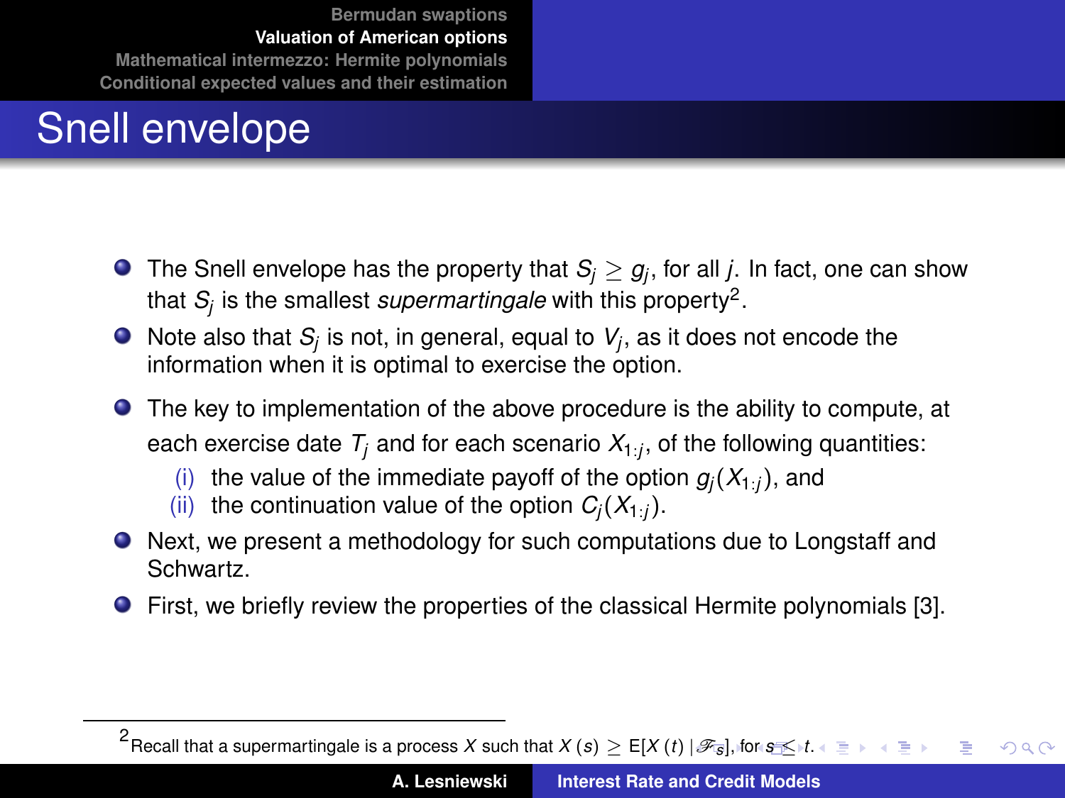# Snell envelope

- The Snell envelope has the property that $S_j \geq g_j$, for all $j$. In fact, one can show that $S_j$ is the smallest *supermartingale* with this property[2].
- Note also that $S_j$ is not, in general, equal to $V_j$, as it does not encode the information when it is optimal to exercise the option.
- The key to implementation of the above procedure is the ability to compute, at each exercise date $T_j$ and for each scenario $X_{1:j}$, of the following quantities:
  - (i) the value of the immediate payoff of the option $g_j(X_{1:j})$, and
  - (ii) the continuation value of the option $C_j(X_{1:j})$.
- Next, we present a methodology for such computations due to Longstaff and Schwartz.
- First, we briefly review the properties of the classical Hermite polynomials [3].

---

[2] Recall that a supermartingale is a process $X$ such that $X(s) \geq \mathrm{E}[X(t) \mid \mathscr{F}_s]$, for $s \leq t$.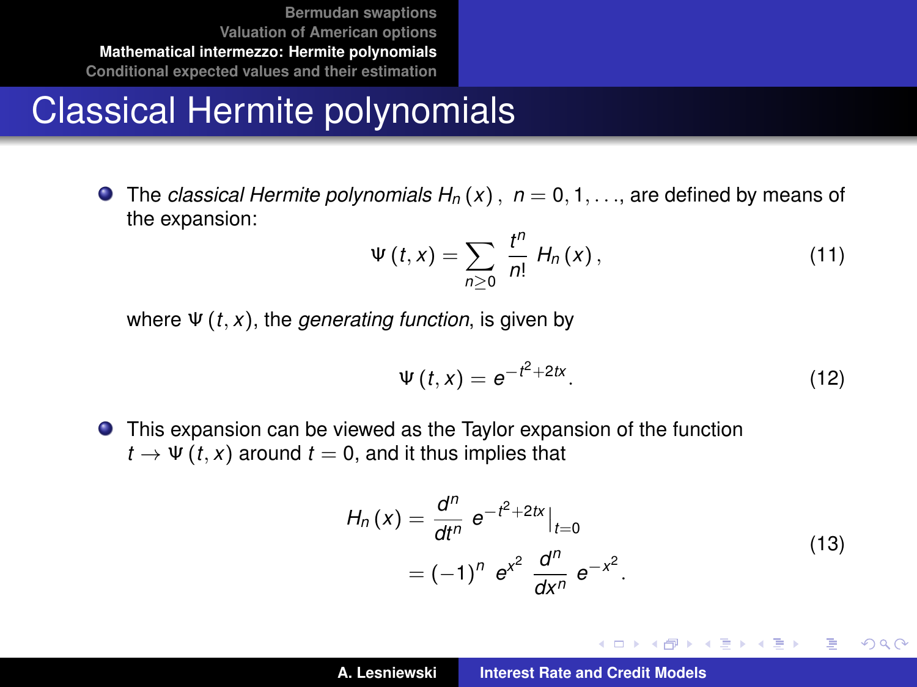# Classical Hermite polynomials

- The *classical Hermite polynomials* $H_n(x)$, $n = 0, 1, \ldots$, are defined by means of the expansion:

$$\Psi(t, x) = \sum_{n \geq 0} \frac{t^n}{n!} H_n(x), \tag{11}$$

  where $\Psi(t, x)$, the *generating function*, is given by

$$\Psi(t, x) = e^{-t^2 + 2tx}. \tag{12}$$

- This expansion can be viewed as the Taylor expansion of the function $t \to \Psi(t, x)$ around $t = 0$, and it thus implies that

$$\begin{aligned} H_n(x) &= \frac{d^n}{dt^n} e^{-t^2 + 2tx}\big|_{t=0} \\ &= (-1)^n e^{x^2} \frac{d^n}{dx^n} e^{-x^2}. \end{aligned} \tag{13}$$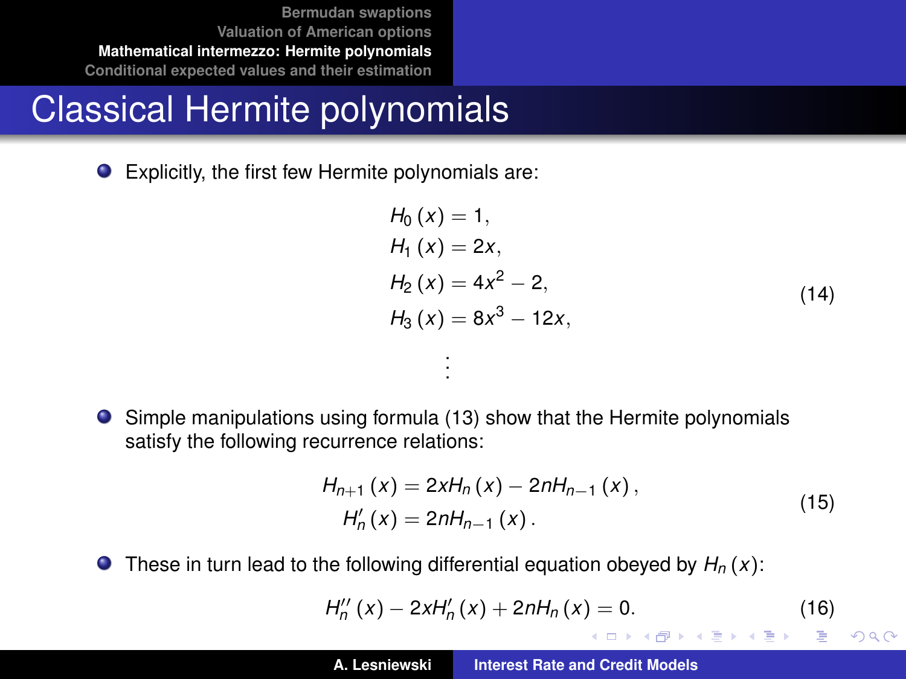# Classical Hermite polynomials

- Explicitly, the first few Hermite polynomials are:

$$
\begin{aligned}
H_0(x) &= 1, \\
H_1(x) &= 2x, \\
H_2(x) &= 4x^2 - 2, \\
H_3(x) &= 8x^3 - 12x, \\
&\vdots
\end{aligned}
\tag{14}
$$

- Simple manipulations using formula (13) show that the Hermite polynomials satisfy the following recurrence relations:

$$
\begin{aligned}
H_{n+1}(x) &= 2xH_n(x) - 2nH_{n-1}(x), \\
H_n'(x) &= 2nH_{n-1}(x).
\end{aligned}
\tag{15}
$$

- These in turn lead to the following differential equation obeyed by $H_n(x)$:

$$
H_n''(x) - 2xH_n'(x) + 2nH_n(x) = 0. \tag{16}
$$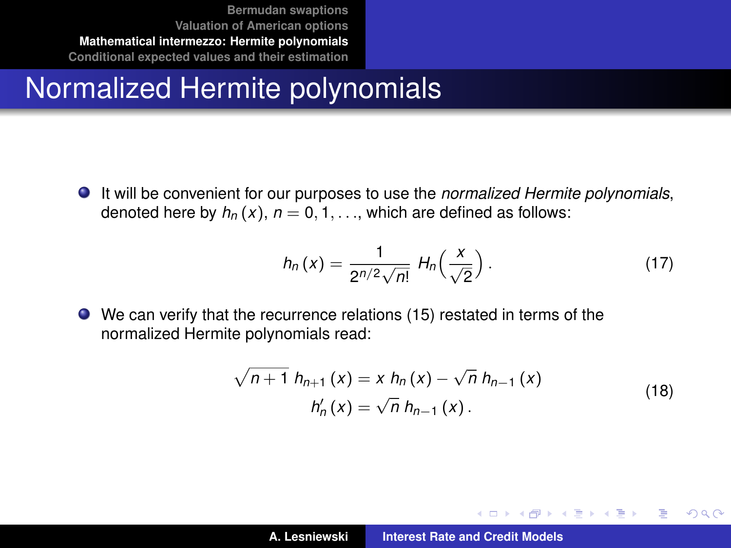# Normalized Hermite polynomials

- It will be convenient for our purposes to use the *normalized Hermite polynomials*, denoted here by $h_n(x)$, $n = 0, 1, \ldots$, which are defined as follows:

$$h_n(x) = \frac{1}{2^{n/2}\sqrt{n!}}\, H_n\Big(\frac{x}{\sqrt{2}}\Big). \tag{17}$$

- We can verify that the recurrence relations (15) restated in terms of the normalized Hermite polynomials read:

$$\begin{gathered} \sqrt{n+1}\; h_{n+1}(x) = x\, h_n(x) - \sqrt{n}\, h_{n-1}(x) \\ h_n'(x) = \sqrt{n}\, h_{n-1}(x). \end{gathered} \tag{18}$$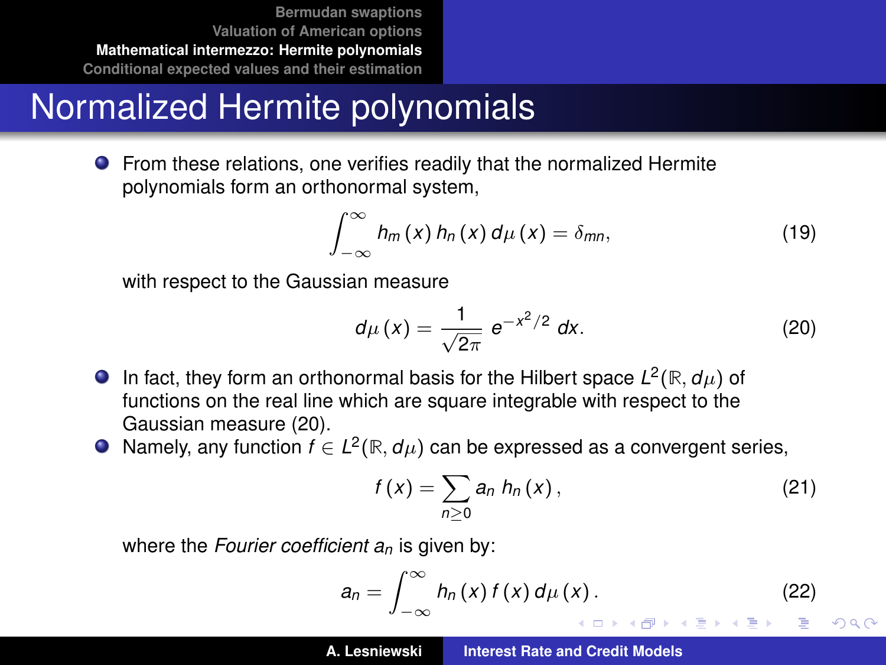# Normalized Hermite polynomials

- From these relations, one verifies readily that the normalized Hermite polynomials form an orthonormal system,

$$\int_{-\infty}^{\infty} h_m(x)\, h_n(x)\, d\mu(x) = \delta_{mn}, \tag{19}$$

with respect to the Gaussian measure

$$d\mu(x) = \frac{1}{\sqrt{2\pi}}\, e^{-x^2/2}\, dx. \tag{20}$$

- In fact, they form an orthonormal basis for the Hilbert space $L^2(\mathbb{R}, d\mu)$ of functions on the real line which are square integrable with respect to the Gaussian measure (20).
- Namely, any function $f \in L^2(\mathbb{R}, d\mu)$ can be expressed as a convergent series,

$$f(x) = \sum_{n \geq 0} a_n\, h_n(x), \tag{21}$$

where the *Fourier coefficient* $a_n$ is given by:

$$a_n = \int_{-\infty}^{\infty} h_n(x)\, f(x)\, d\mu(x). \tag{22}$$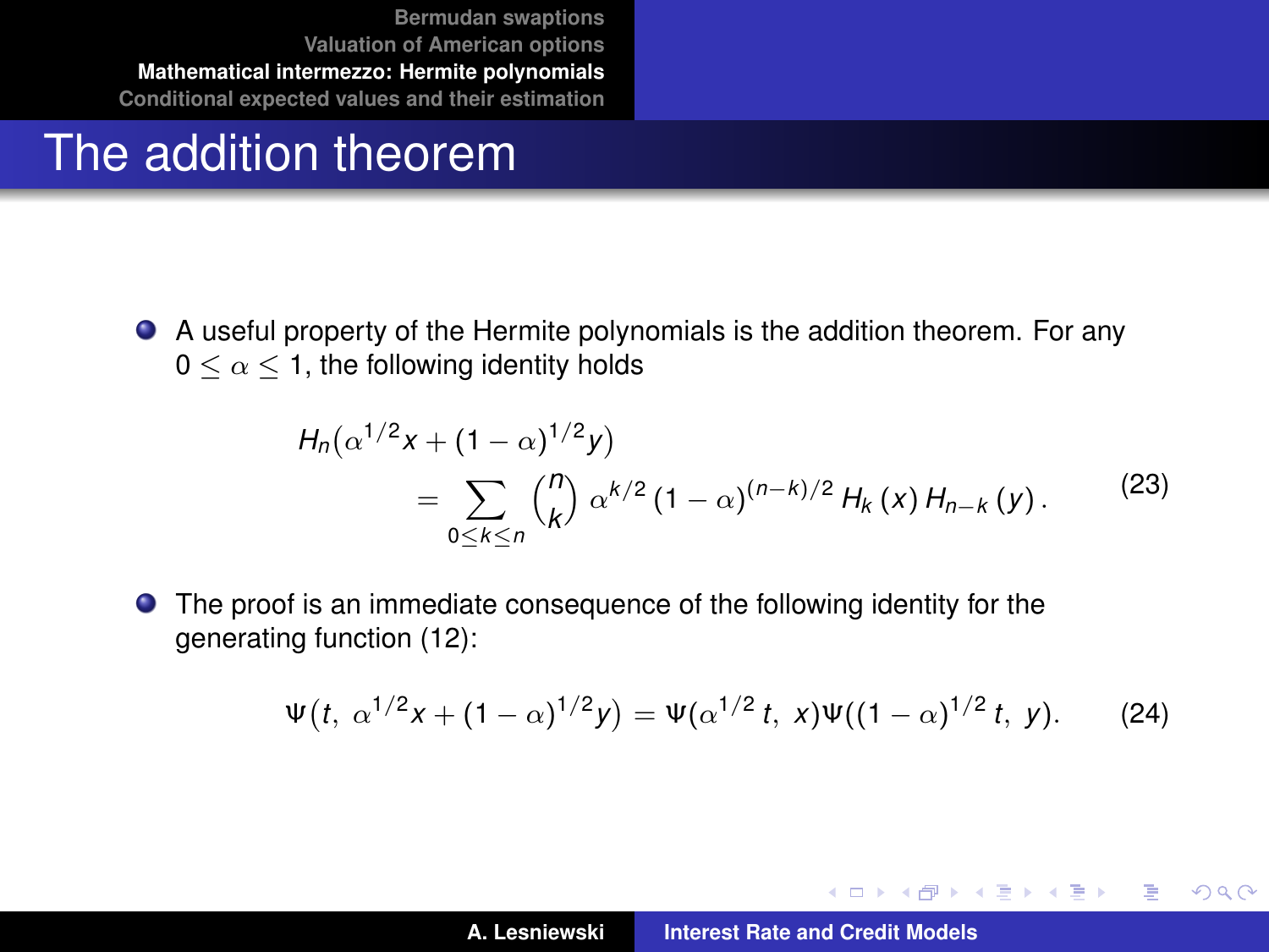# The addition theorem

- A useful property of the Hermite polynomials is the addition theorem. For any $0 \leq \alpha \leq 1$, the following identity holds

$$
\begin{aligned}
&H_n(\alpha^{1/2}x + (1-\alpha)^{1/2}y) \\
&\qquad = \sum_{0 \leq k \leq n} \binom{n}{k} \alpha^{k/2} (1-\alpha)^{(n-k)/2} H_k(x) H_{n-k}(y) .
\end{aligned}
\tag{23}
$$

- The proof is an immediate consequence of the following identity for the generating function (12):

$$
\Psi\big(t,\ \alpha^{1/2}x + (1-\alpha)^{1/2}y\big) = \Psi(\alpha^{1/2}t,\ x)\Psi((1-\alpha)^{1/2}t,\ y). \tag{24}
$$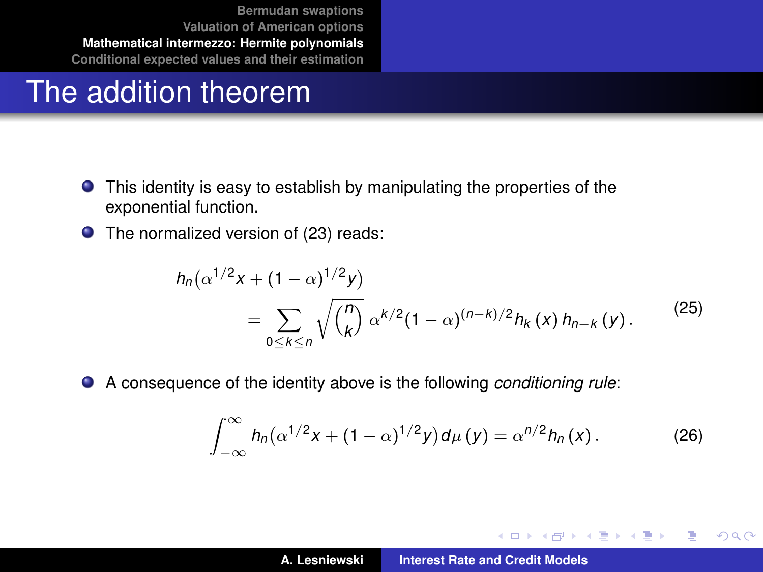# The addition theorem

- This identity is easy to establish by manipulating the properties of the exponential function.
- The normalized version of (23) reads:

$$
\begin{aligned}
&h_n\big(\alpha^{1/2}x + (1-\alpha)^{1/2}y\big) \\
&\qquad = \sum_{0\le k\le n} \sqrt{\binom{n}{k}}\, \alpha^{k/2}(1-\alpha)^{(n-k)/2} h_k(x)\, h_{n-k}(y)\,.
\end{aligned}
\tag{25}
$$

- A consequence of the identity above is the following *conditioning rule*:

$$
\int_{-\infty}^{\infty} h_n\big(\alpha^{1/2}x + (1-\alpha)^{1/2}y\big)\, d\mu(y) = \alpha^{n/2} h_n(x)\,. \tag{26}
$$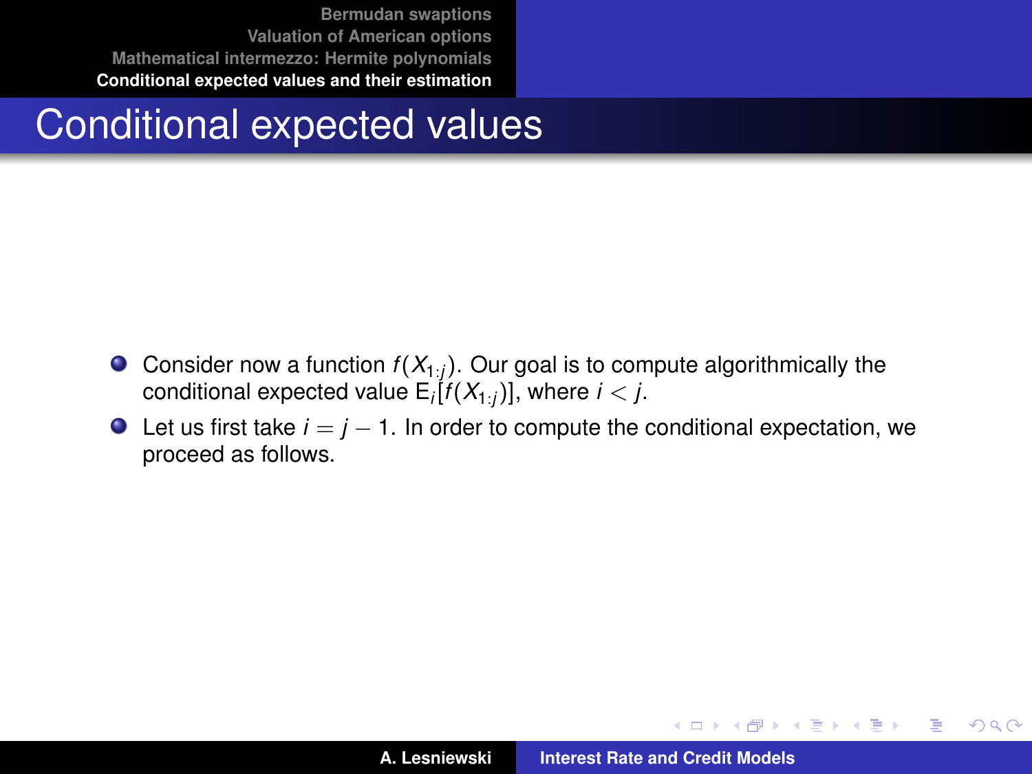# Conditional expected values

- Consider now a function $f(X_{1:j})$. Our goal is to compute algorithmically the conditional expected value $\mathrm{E}_i[f(X_{1:j})]$, where $i < j$.
- Let us first take $i = j - 1$. In order to compute the conditional expectation, we proceed as follows.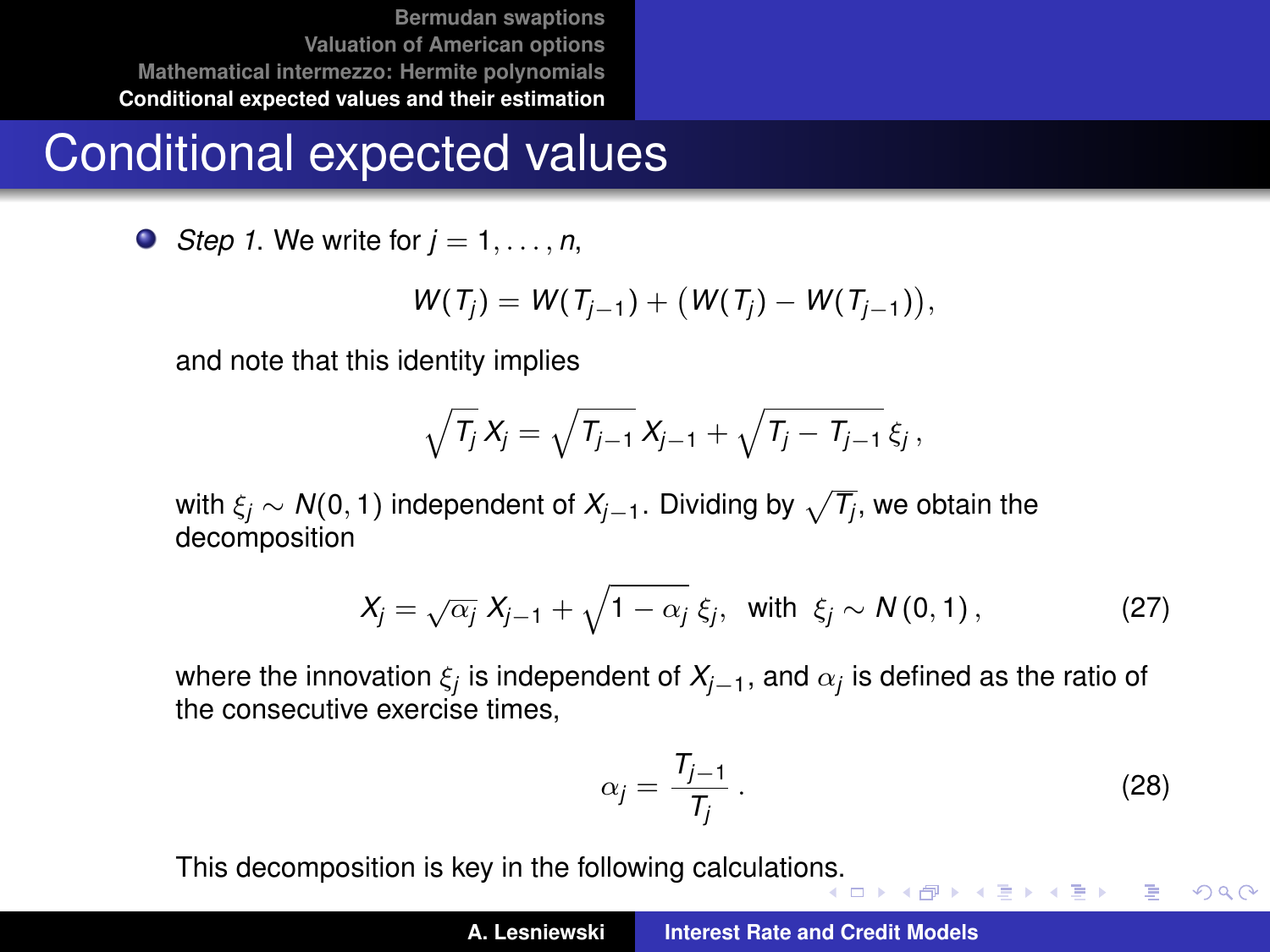# Conditional expected values

- *Step 1.* We write for $j = 1, \ldots, n$,

$$W(T_j) = W(T_{j-1}) + \big(W(T_j) - W(T_{j-1})\big),$$

and note that this identity implies

$$\sqrt{T_j}\, X_j = \sqrt{T_{j-1}}\, X_{j-1} + \sqrt{T_j - T_{j-1}}\, \xi_j\,,$$

with $\xi_j \sim N(0,1)$ independent of $X_{j-1}$. Dividing by $\sqrt{T_j}$, we obtain the decomposition

$$X_j = \sqrt{\alpha_j}\, X_{j-1} + \sqrt{1-\alpha_j}\, \xi_j, \quad \text{with} \;\; \xi_j \sim N(0,1)\,, \tag{27}$$

where the innovation $\xi_j$ is independent of $X_{j-1}$, and $\alpha_j$ is defined as the ratio of the consecutive exercise times,

$$\alpha_j = \frac{T_{j-1}}{T_j}\,. \tag{28}$$

This decomposition is key in the following calculations.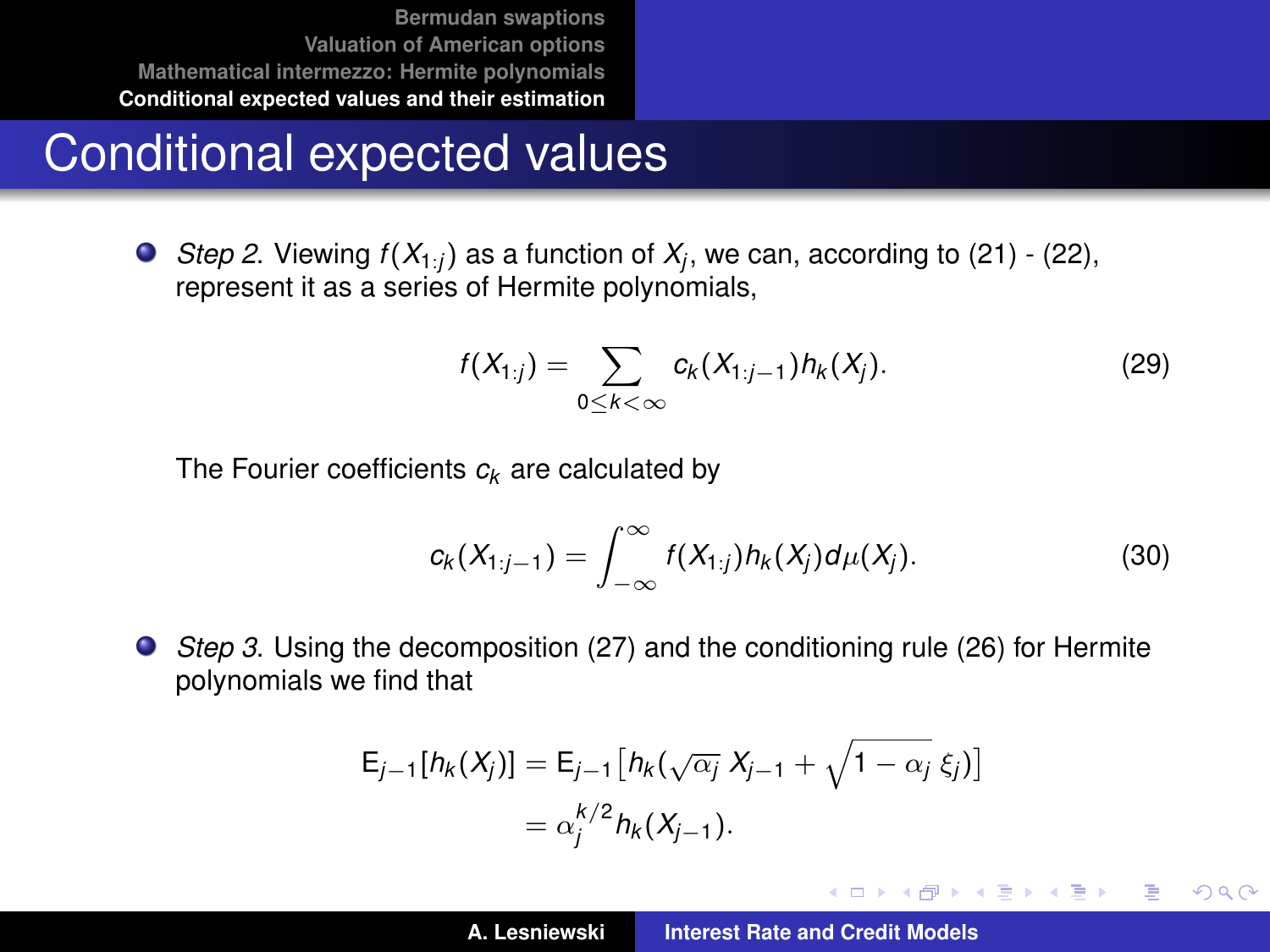# Conditional expected values

- *Step 2*. Viewing $f(X_{1:j})$ as a function of $X_j$, we can, according to (21) - (22), represent it as a series of Hermite polynomials,

$$f(X_{1:j}) = \sum_{0 \le k < \infty} c_k(X_{1:j-1}) h_k(X_j). \tag{29}$$

  The Fourier coefficients $c_k$ are calculated by

$$c_k(X_{1:j-1}) = \int_{-\infty}^{\infty} f(X_{1:j}) h_k(X_j) d\mu(X_j). \tag{30}$$

- *Step 3*. Using the decomposition (27) and the conditioning rule (26) for Hermite polynomials we find that

$$\begin{aligned}
\mathsf{E}_{j-1}[h_k(X_j)] &= \mathsf{E}_{j-1}\left[h_k(\sqrt{\alpha_j}\, X_{j-1} + \sqrt{1-\alpha_j}\, \xi_j)\right] \\
&= \alpha_j^{k/2} h_k(X_{j-1}).
\end{aligned}$$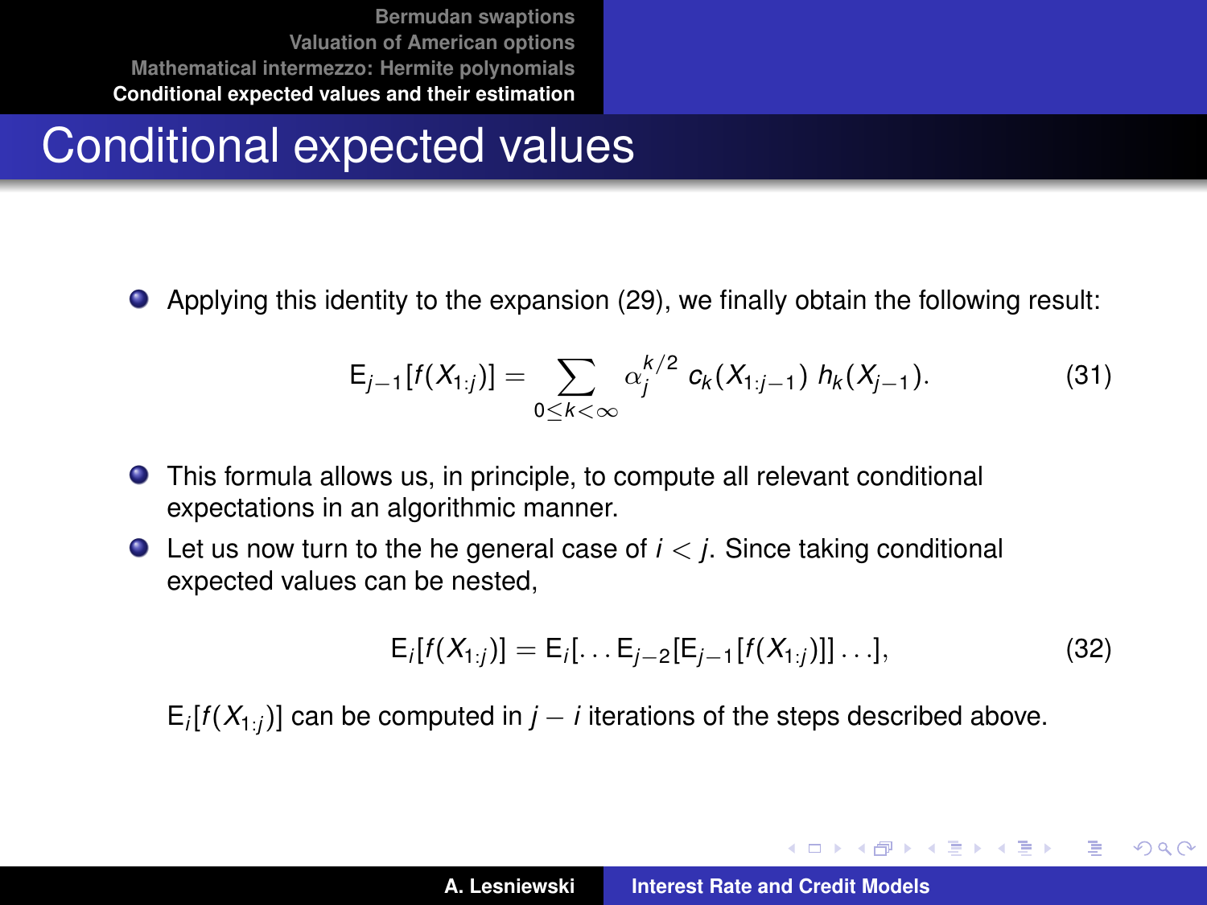# Conditional expected values

- Applying this identity to the expansion (29), we finally obtain the following result:

$$\mathrm{E}_{j-1}[f(X_{1:j})] = \sum_{0 \leq k < \infty} \alpha_j^{k/2} \, c_k(X_{1:j-1}) \, h_k(X_{j-1}). \tag{31}$$

- This formula allows us, in principle, to compute all relevant conditional expectations in an algorithmic manner.
- Let us now turn to the he general case of $i < j$. Since taking conditional expected values can be nested,

$$\mathrm{E}_i[f(X_{1:j})] = \mathrm{E}_i[\ldots \mathrm{E}_{j-2}[\mathrm{E}_{j-1}[f(X_{1:j})]] \ldots], \tag{32}$$

$\mathrm{E}_i[f(X_{1:j})]$ can be computed in $j - i$ iterations of the steps described above.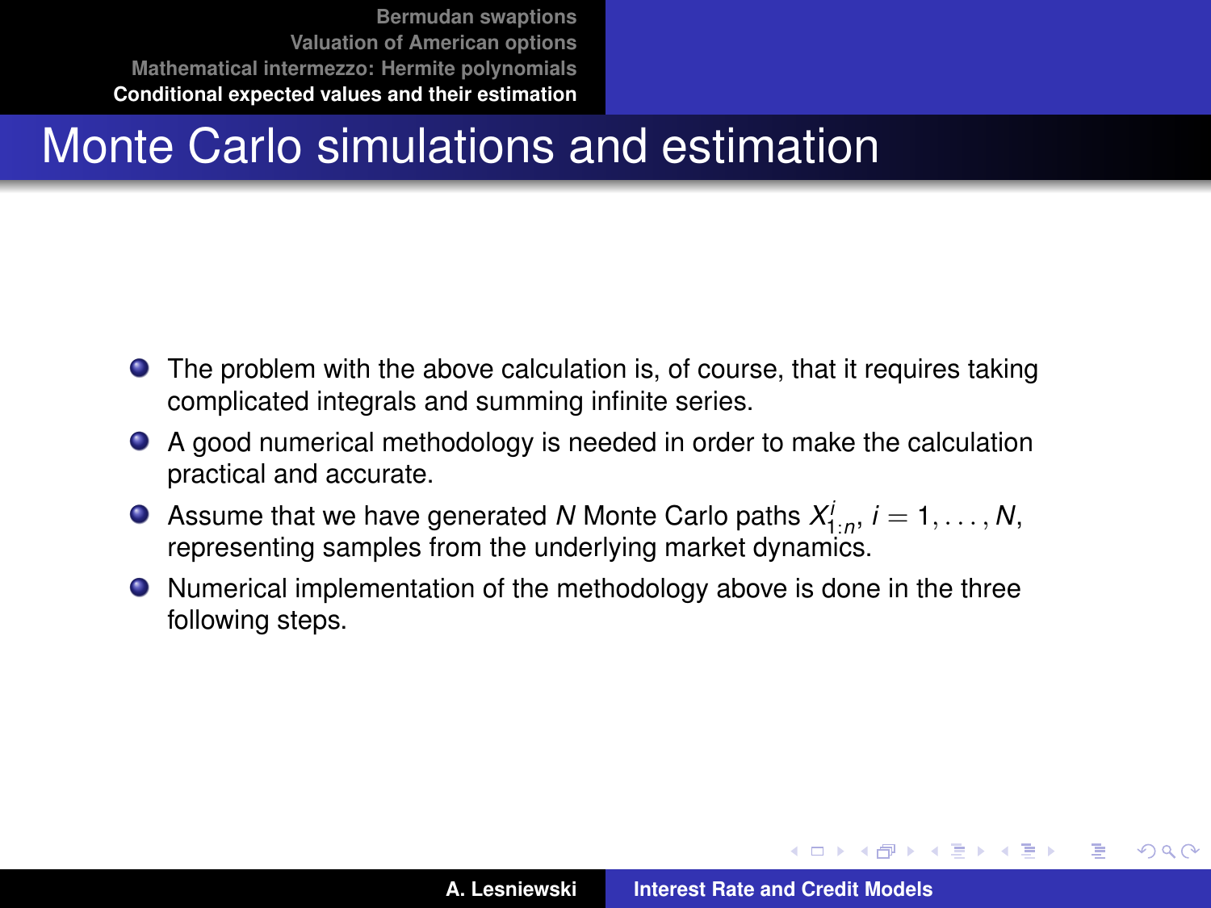# Monte Carlo simulations and estimation

- The problem with the above calculation is, of course, that it requires taking complicated integrals and summing infinite series.
- A good numerical methodology is needed in order to make the calculation practical and accurate.
- Assume that we have generated $N$ Monte Carlo paths $X^i_{1:n}$, $i = 1, \ldots, N$, representing samples from the underlying market dynamics.
- Numerical implementation of the methodology above is done in the three following steps.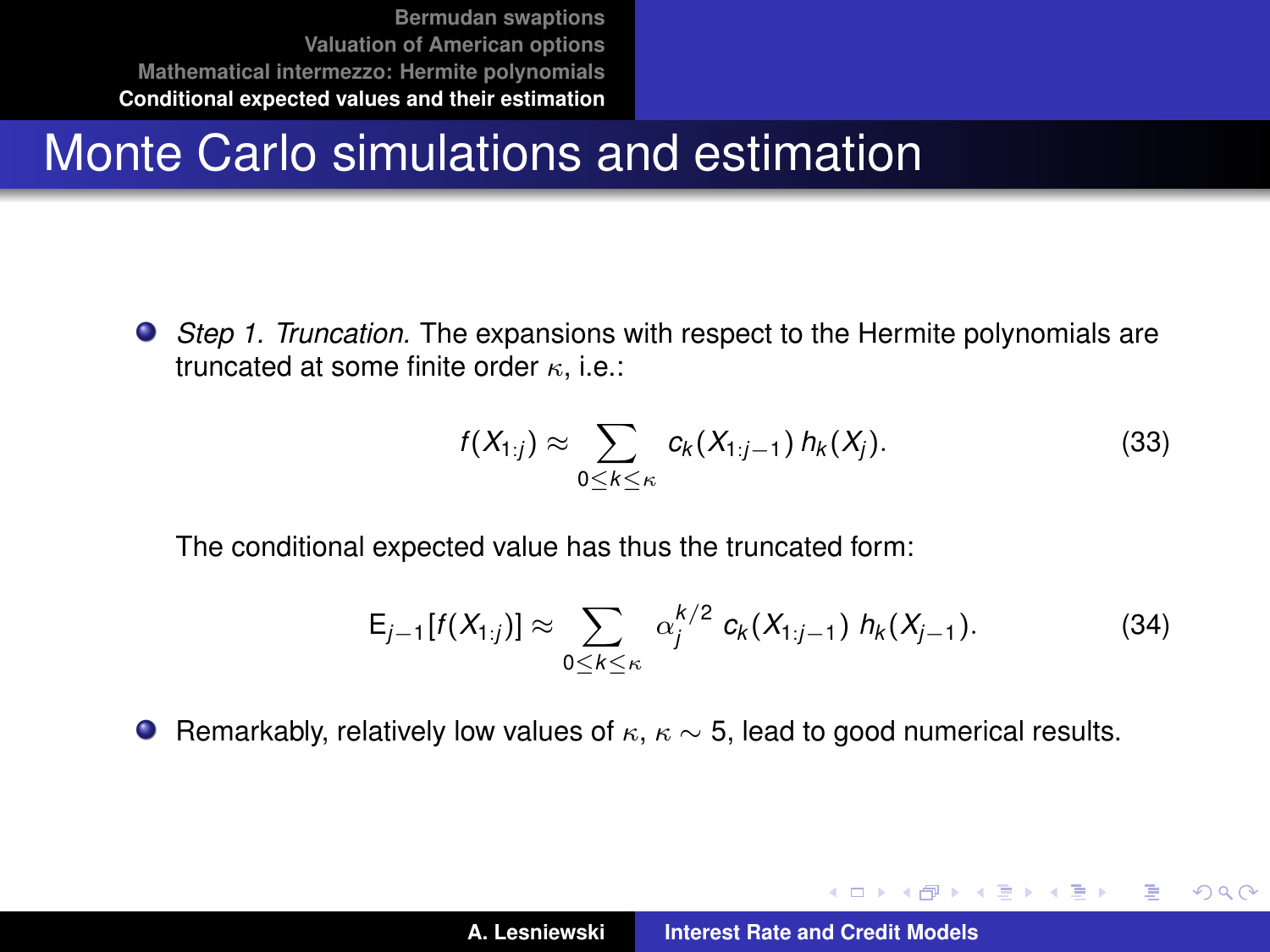# Monte Carlo simulations and estimation

- *Step 1. Truncation.* The expansions with respect to the Hermite polynomials are truncated at some finite order $\kappa$, i.e.:

$$f(X_{1:j}) \approx \sum_{0 \le k \le \kappa} c_k(X_{1:j-1})\, h_k(X_j). \tag{33}$$

The conditional expected value has thus the truncated form:

$$\mathrm{E}_{j-1}[f(X_{1:j})] \approx \sum_{0 \le k \le \kappa} \alpha_j^{k/2}\, c_k(X_{1:j-1})\, h_k(X_{j-1}). \tag{34}$$

- Remarkably, relatively low values of $\kappa$, $\kappa \sim 5$, lead to good numerical results.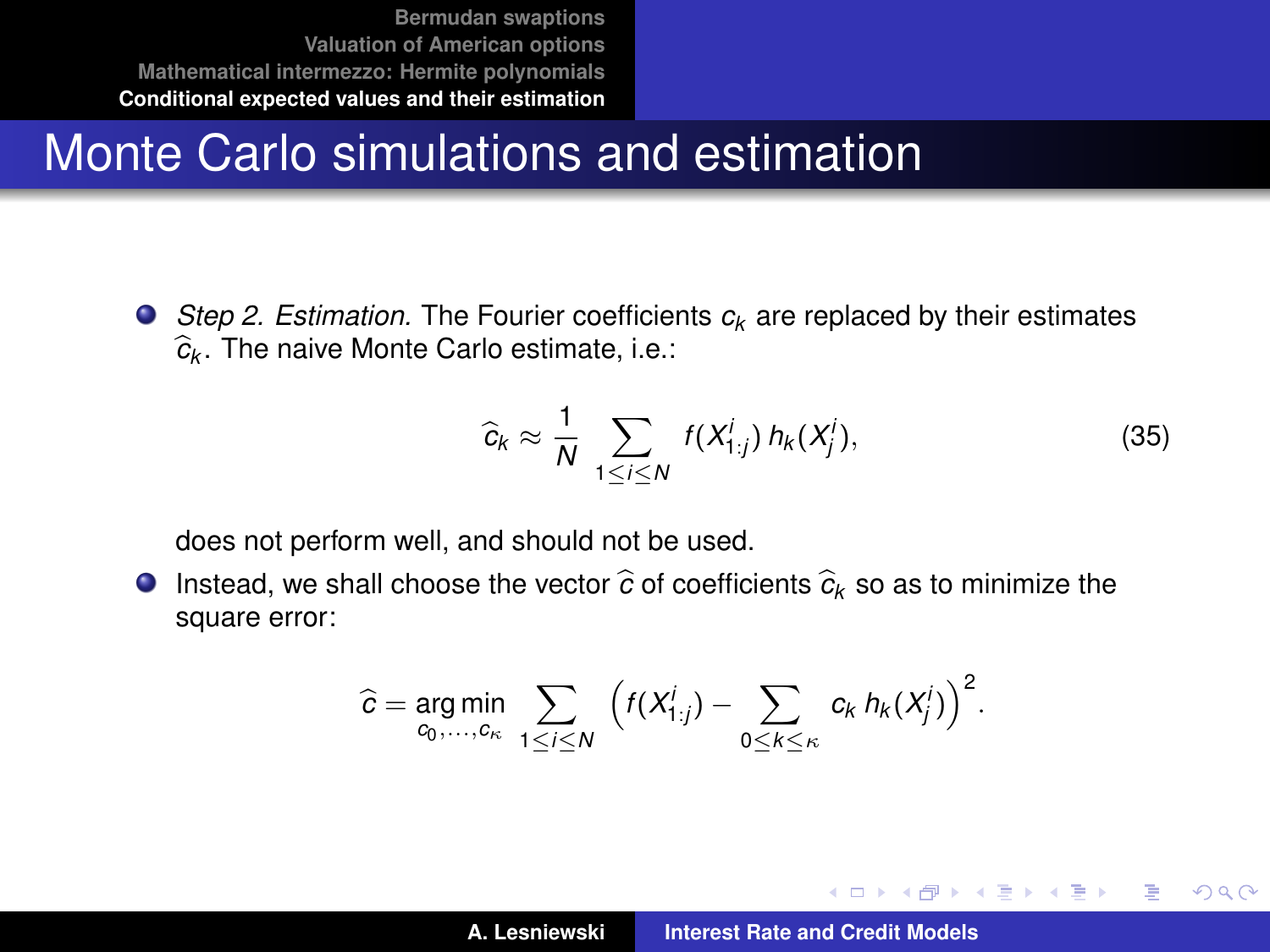# Monte Carlo simulations and estimation

- *Step 2. Estimation.* The Fourier coefficients $c_k$ are replaced by their estimates $\widehat{c}_k$. The naive Monte Carlo estimate, i.e.:

$$\widehat{c}_k \approx \frac{1}{N} \sum_{1 \leq i \leq N} f(X^i_{1:j})\, h_k(X^i_j), \tag{35}$$

  does not perform well, and should not be used.

- Instead, we shall choose the vector $\widehat{c}$ of coefficients $\widehat{c}_k$ so as to minimize the square error:

$$\widehat{c} = \underset{c_0, \ldots, c_\kappa}{\arg\min} \sum_{1 \leq i \leq N} \Big( f(X^i_{1:j}) - \sum_{0 \leq k \leq \kappa} c_k\, h_k(X^i_j) \Big)^2 .$$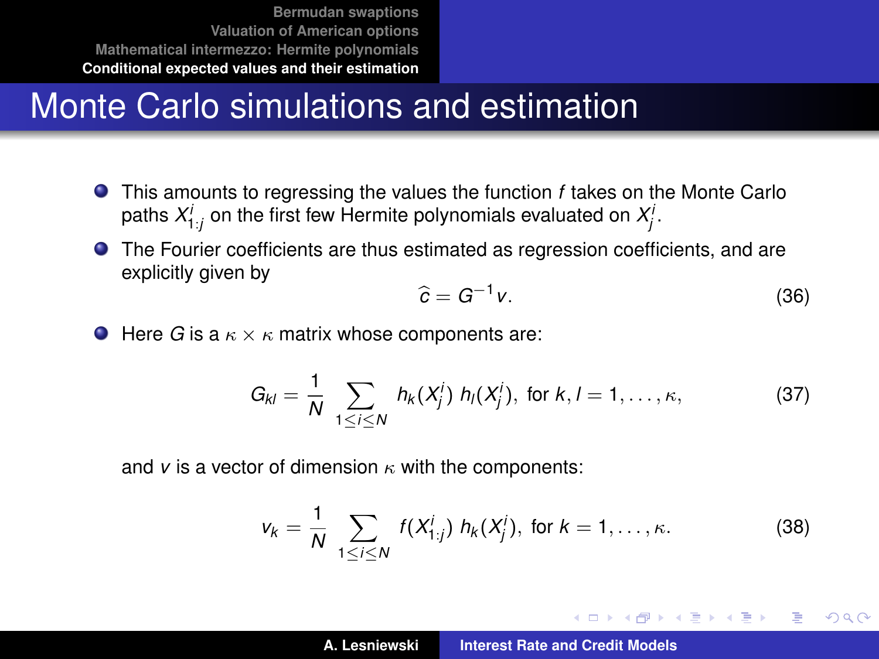# Monte Carlo simulations and estimation

- This amounts to regressing the values the function $f$ takes on the Monte Carlo paths $X^i_{1:j}$ on the first few Hermite polynomials evaluated on $X^i_j$.
- The Fourier coefficients are thus estimated as regression coefficients, and are explicitly given by

$$\widehat{c} = G^{-1} v. \tag{36}$$

- Here $G$ is a $\kappa \times \kappa$ matrix whose components are:

$$G_{kl} = \frac{1}{N} \sum_{1 \leq i \leq N} h_k(X^i_j)\, h_l(X^i_j), \text{ for } k, l = 1, \ldots, \kappa, \tag{37}$$

and $v$ is a vector of dimension $\kappa$ with the components:

$$v_k = \frac{1}{N} \sum_{1 \leq i \leq N} f(X^i_{1:j})\, h_k(X^i_j), \text{ for } k = 1, \ldots, \kappa. \tag{38}$$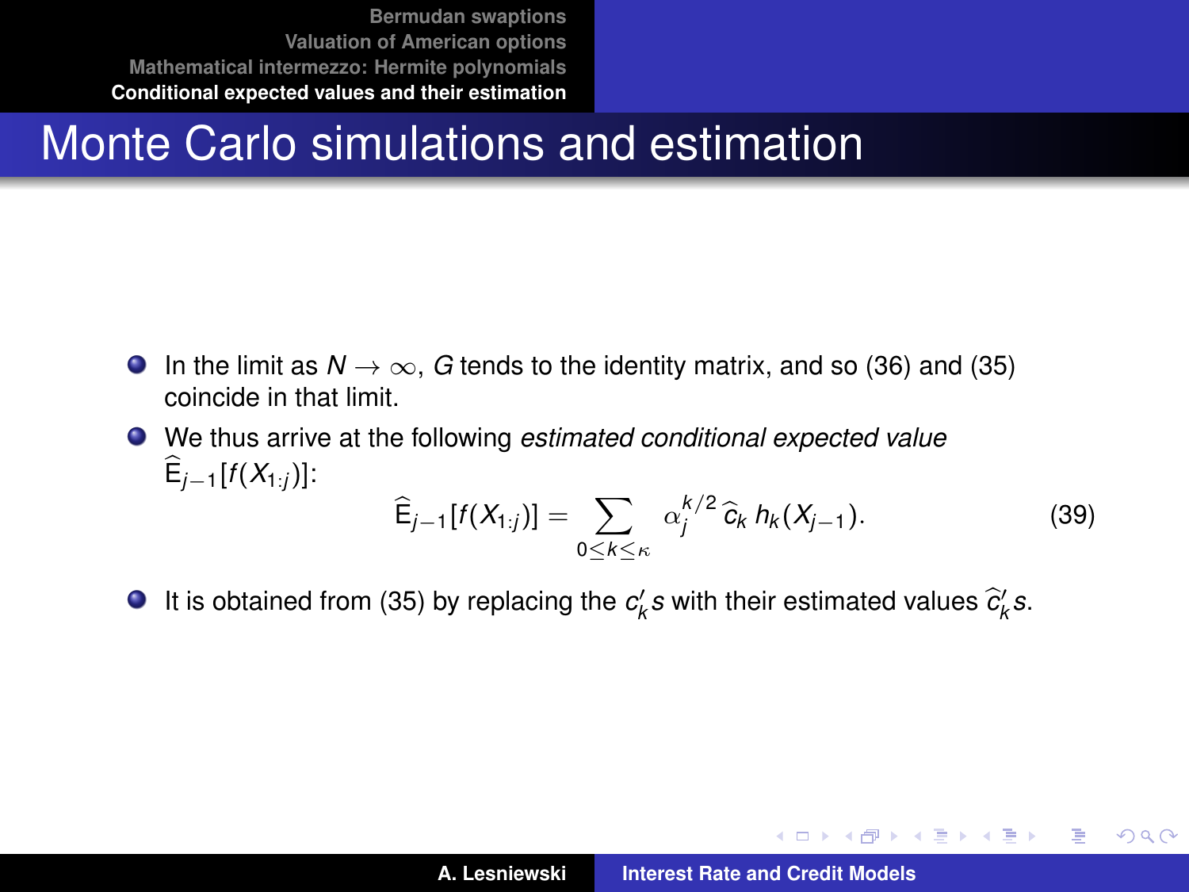# Monte Carlo simulations and estimation

- In the limit as $N \to \infty$, $G$ tends to the identity matrix, and so (36) and (35) coincide in that limit.
- We thus arrive at the following *estimated conditional expected value* $\widehat{\mathsf{E}}_{j-1}[f(X_{1:j})]$:

$$\widehat{\mathsf{E}}_{j-1}[f(X_{1:j})] = \sum_{0 \le k \le \kappa} \alpha_j^{k/2}\, \widehat{c}_k\, h_k(X_{j-1}). \tag{39}$$

- It is obtained from (35) by replacing the $c_k'$s with their estimated values $\widehat{c}_k'$s.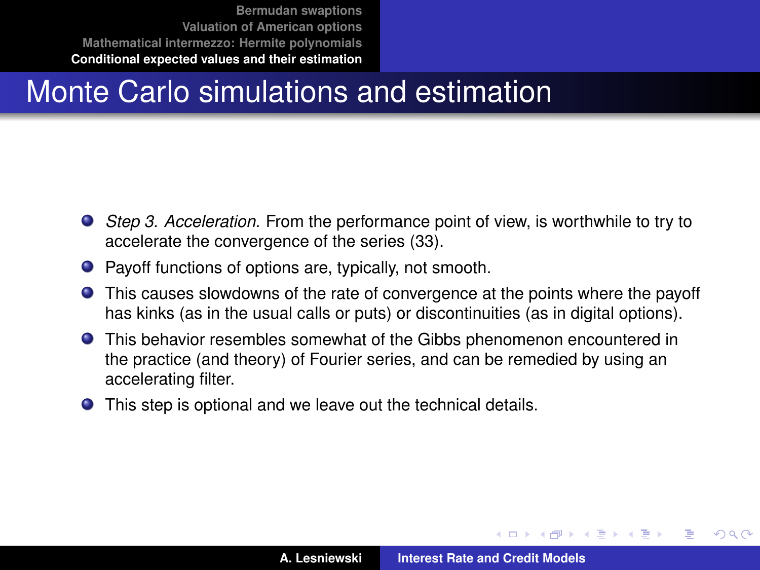# Monte Carlo simulations and estimation

- *Step 3. Acceleration.* From the performance point of view, is worthwhile to try to accelerate the convergence of the series (33).
- Payoff functions of options are, typically, not smooth.
- This causes slowdowns of the rate of convergence at the points where the payoff has kinks (as in the usual calls or puts) or discontinuities (as in digital options).
- This behavior resembles somewhat of the Gibbs phenomenon encountered in the practice (and theory) of Fourier series, and can be remedied by using an accelerating filter.
- This step is optional and we leave out the technical details.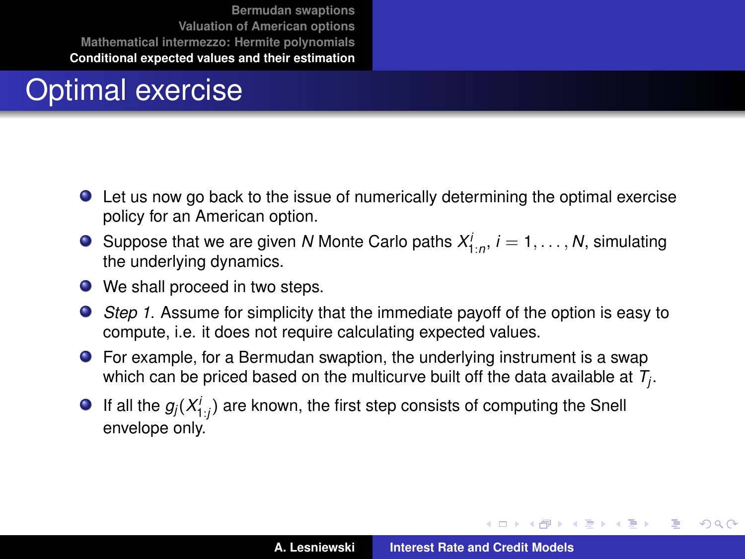# Optimal exercise

- Let us now go back to the issue of numerically determining the optimal exercise policy for an American option.
- Suppose that we are given $N$ Monte Carlo paths $X^i_{1:n}$, $i = 1, \ldots, N$, simulating the underlying dynamics.
- We shall proceed in two steps.
- *Step 1.* Assume for simplicity that the immediate payoff of the option is easy to compute, i.e. it does not require calculating expected values.
- For example, for a Bermudan swaption, the underlying instrument is a swap which can be priced based on the multicurve built off the data available at $T_j$.
- If all the $g_j(X^i_{1:j})$ are known, the first step consists of computing the Snell envelope only.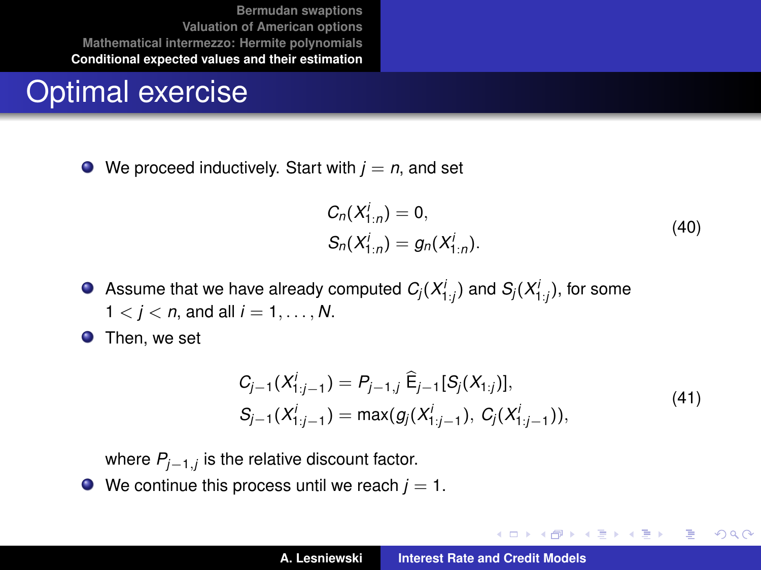# Optimal exercise

- We proceed inductively. Start with $j = n$, and set

$$
\begin{aligned}
C_n(X^i_{1:n}) &= 0, \\
S_n(X^i_{1:n}) &= g_n(X^i_{1:n}).
\end{aligned}
\tag{40}
$$

- Assume that we have already computed $C_j(X^i_{1:j})$ and $S_j(X^i_{1:j})$, for some $1 < j < n$, and all $i = 1, \ldots, N$.
- Then, we set

$$
\begin{aligned}
C_{j-1}(X^i_{1:j-1}) &= P_{j-1,j}\, \widehat{\mathrm{E}}_{j-1}[S_j(X_{1:j})], \\
S_{j-1}(X^i_{1:j-1}) &= \max(g_j(X^i_{1:j-1}),\, C_j(X^i_{1:j-1})),
\end{aligned}
\tag{41}
$$

  where $P_{j-1,j}$ is the relative discount factor.
- We continue this process until we reach $j = 1$.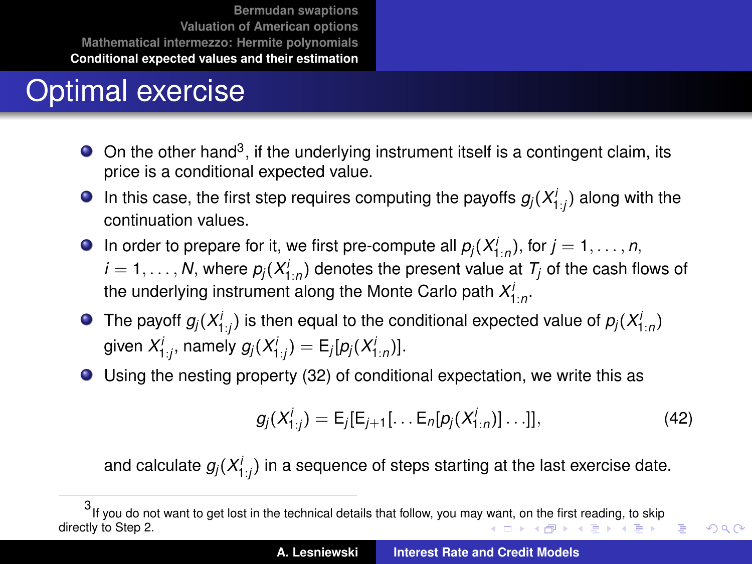# Optimal exercise

- On the other hand[3], if the underlying instrument itself is a contingent claim, its price is a conditional expected value.
- In this case, the first step requires computing the payoffs $g_j(X^i_{1:j})$ along with the continuation values.
- In order to prepare for it, we first pre-compute all $p_j(X^i_{1:n})$, for $j = 1, \ldots, n$, $i = 1, \ldots, N$, where $p_j(X^i_{1:n})$ denotes the present value at $T_j$ of the cash flows of the underlying instrument along the Monte Carlo path $X^i_{1:n}$.
- The payoff $g_j(X^i_{1:j})$ is then equal to the conditional expected value of $p_j(X^i_{1:n})$ given $X^i_{1:j}$, namely $g_j(X^i_{1:j}) = \mathrm{E}_j[p_j(X^i_{1:n})]$.
- Using the nesting property (32) of conditional expectation, we write this as

$$g_j(X^i_{1:j}) = \mathrm{E}_j[\mathrm{E}_{j+1}[\ldots \mathrm{E}_n[p_j(X^i_{1:n})] \ldots]], \tag{42}$$

and calculate $g_j(X^i_{1:j})$ in a sequence of steps starting at the last exercise date.

---

[3] If you do not want to get lost in the technical details that follow, you may want, on the first reading, to skip directly to Step 2.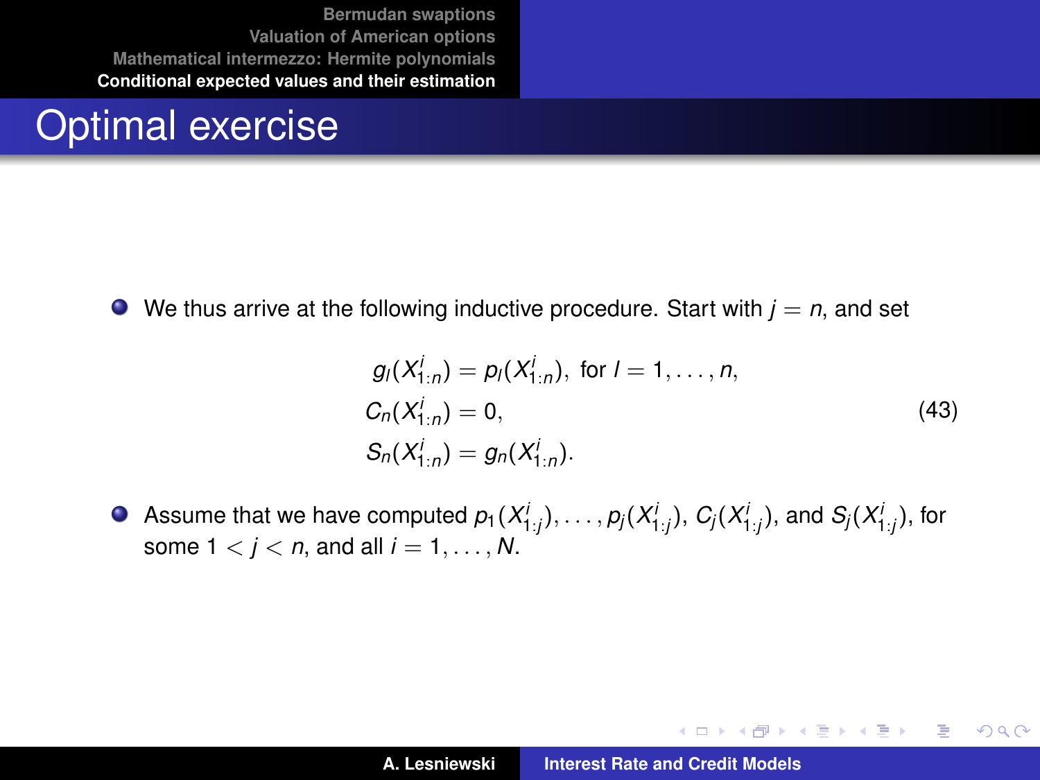# Optimal exercise

- We thus arrive at the following inductive procedure. Start with $j = n$, and set

$$
\begin{aligned}
g_l(X^i_{1:n}) &= p_l(X^i_{1:n}), \text{ for } l = 1, \ldots, n, \\
C_n(X^i_{1:n}) &= 0, \\
S_n(X^i_{1:n}) &= g_n(X^i_{1:n}).
\end{aligned}
\tag{43}
$$

- Assume that we have computed $p_1(X^i_{1:j}), \ldots, p_j(X^i_{1:j})$, $C_j(X^i_{1:j})$, and $S_j(X^i_{1:j})$, for some $1 < j < n$, and all $i = 1, \ldots, N$.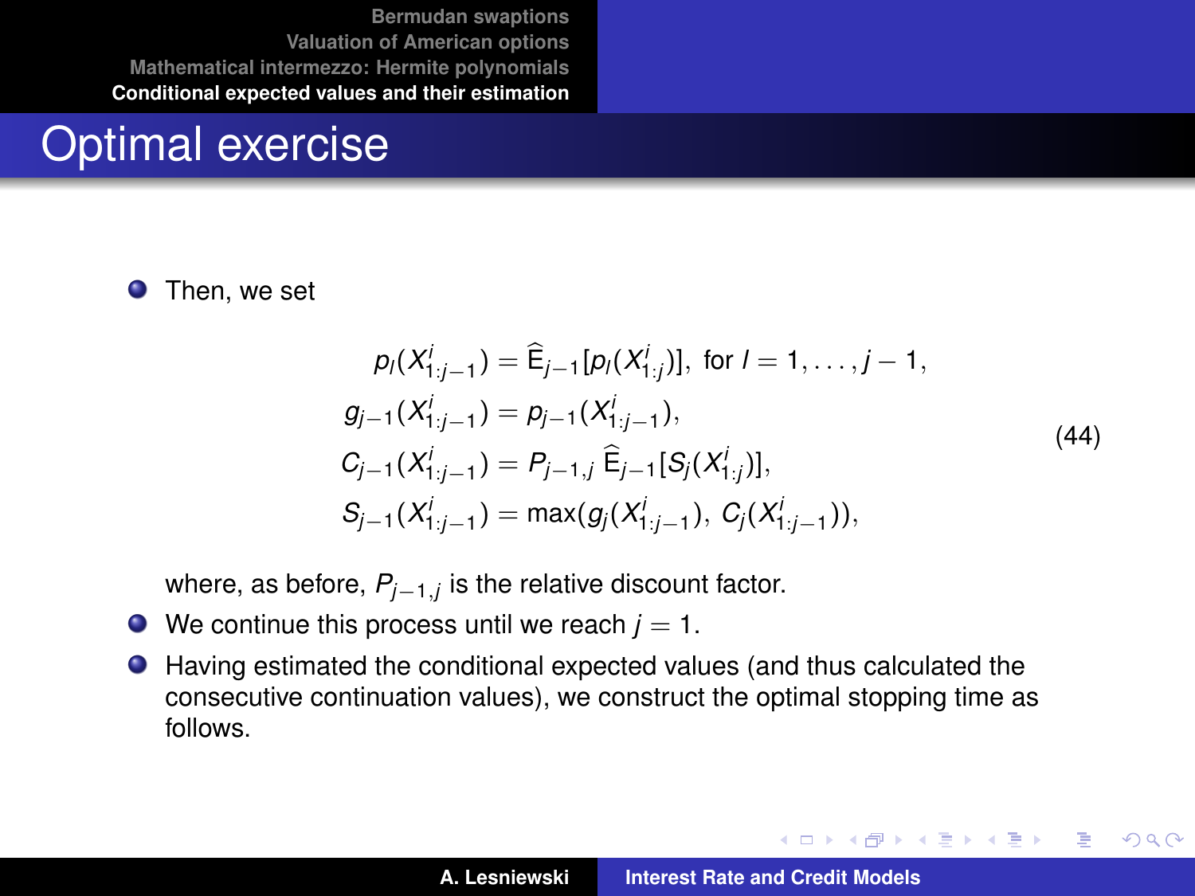# Optimal exercise

- Then, we set

$$
\begin{aligned}
p_l(X^i_{1:j-1}) &= \widehat{\mathsf{E}}_{j-1}[p_l(X^i_{1:j})], \text{ for } l = 1, \ldots, j-1, \\
g_{j-1}(X^i_{1:j-1}) &= p_{j-1}(X^i_{1:j-1}), \\
C_{j-1}(X^i_{1:j-1}) &= P_{j-1,j}\, \widehat{\mathsf{E}}_{j-1}[S_j(X^i_{1:j})], \\
S_{j-1}(X^i_{1:j-1}) &= \max(g_j(X^i_{1:j-1}),\, C_j(X^i_{1:j-1})),
\end{aligned}
\tag{44}
$$

  where, as before, $P_{j-1,j}$ is the relative discount factor.
- We continue this process until we reach $j = 1$.
- Having estimated the conditional expected values (and thus calculated the consecutive continuation values), we construct the optimal stopping time as follows.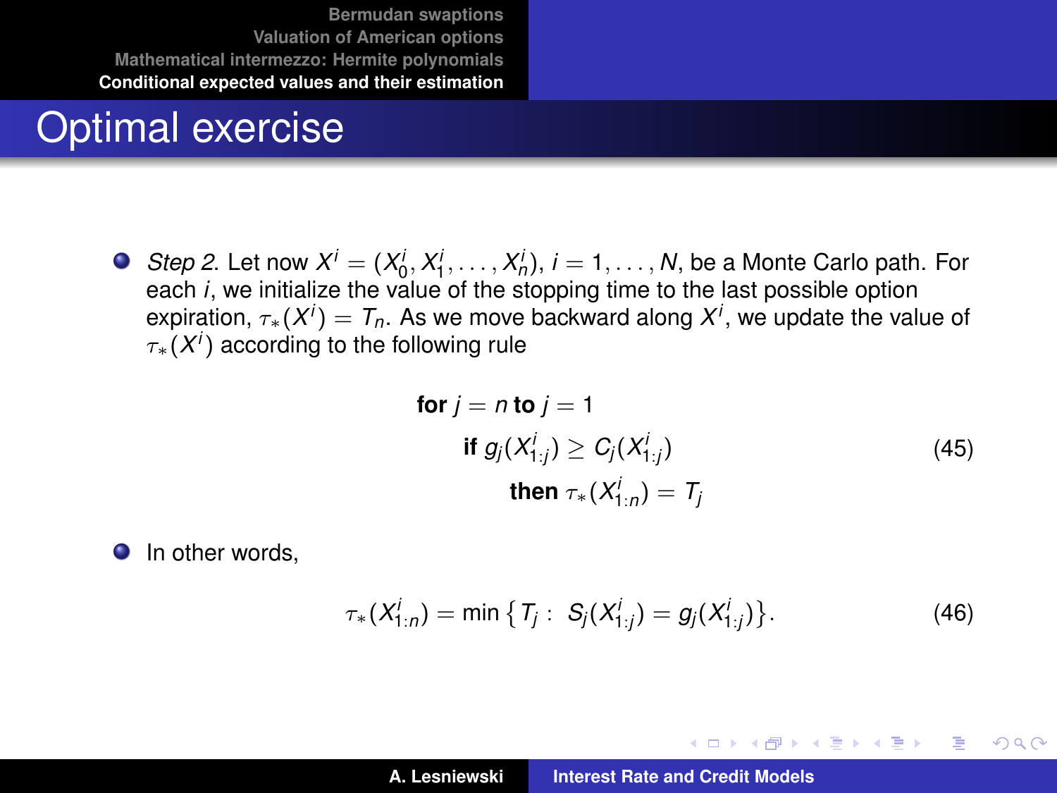# Optimal exercise

- *Step 2.* Let now $X^i = (X_0^i, X_1^i, \ldots, X_n^i)$, $i = 1, \ldots, N$, be a Monte Carlo path. For each $i$, we initialize the value of the stopping time to the last possible option expiration, $\tau_*(X^i) = T_n$. As we move backward along $X^i$, we update the value of $\tau_*(X^i)$ according to the following rule

$$
\begin{aligned}
&\textbf{for } j = n \textbf{ to } j = 1 \\
&\quad \textbf{if } g_j(X_{1:j}^i) \geq C_j(X_{1:j}^i) \\
&\quad\quad \textbf{then } \tau_*(X_{1:n}^i) = T_j
\end{aligned}
\tag{45}
$$

- In other words,

$$
\tau_*(X_{1:n}^i) = \min \left\{ T_j : \; S_j(X_{1:j}^i) = g_j(X_{1:j}^i) \right\}. \tag{46}
$$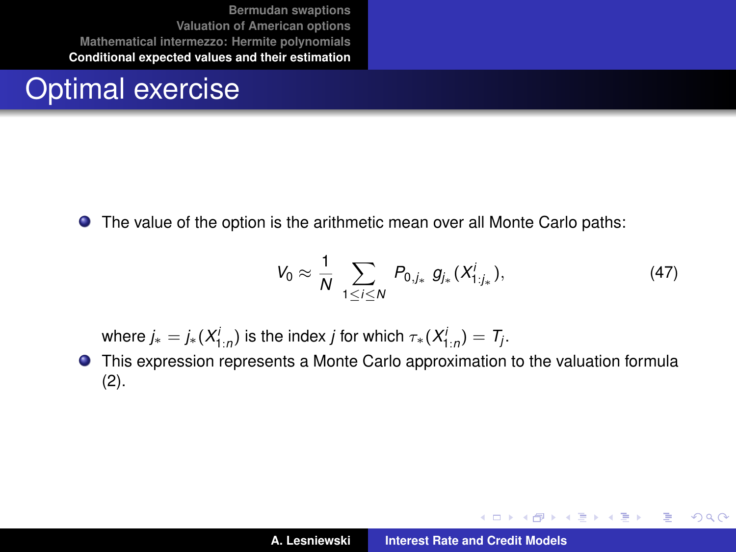# Optimal exercise

- The value of the option is the arithmetic mean over all Monte Carlo paths:

$$V_0 \approx \frac{1}{N} \sum_{1 \le i \le N} P_{0,j_*}\, g_{j_*}(X^i_{1:j_*}), \tag{47}$$

  where $j_* = j_*(X^i_{1:n})$ is the index $j$ for which $\tau_*(X^i_{1:n}) = T_j$.

- This expression represents a Monte Carlo approximation to the valuation formula (2).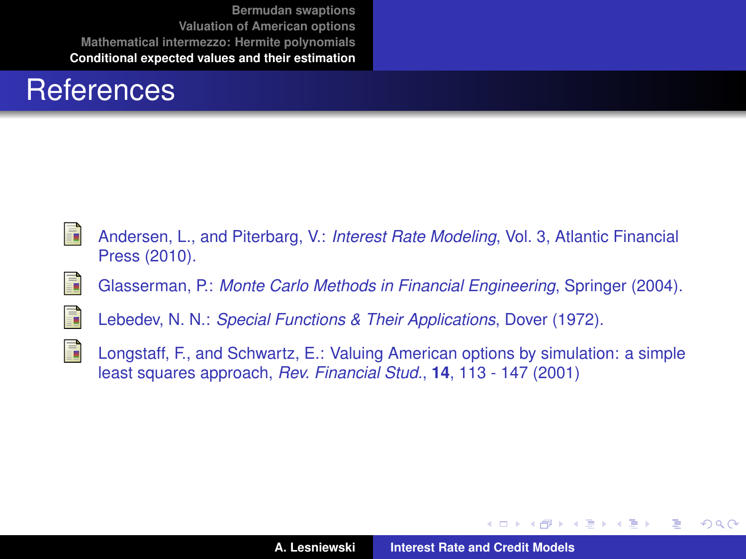# References

- Andersen, L., and Piterbarg, V.: *Interest Rate Modeling*, Vol. 3, Atlantic Financial Press (2010).
- Glasserman, P.: *Monte Carlo Methods in Financial Engineering*, Springer (2004).
- Lebedev, N. N.: *Special Functions & Their Applications*, Dover (1972).
- Longstaff, F., and Schwartz, E.: Valuing American options by simulation: a simple least squares approach, *Rev. Financial Stud.*, **14**, 113 - 147 (2001)